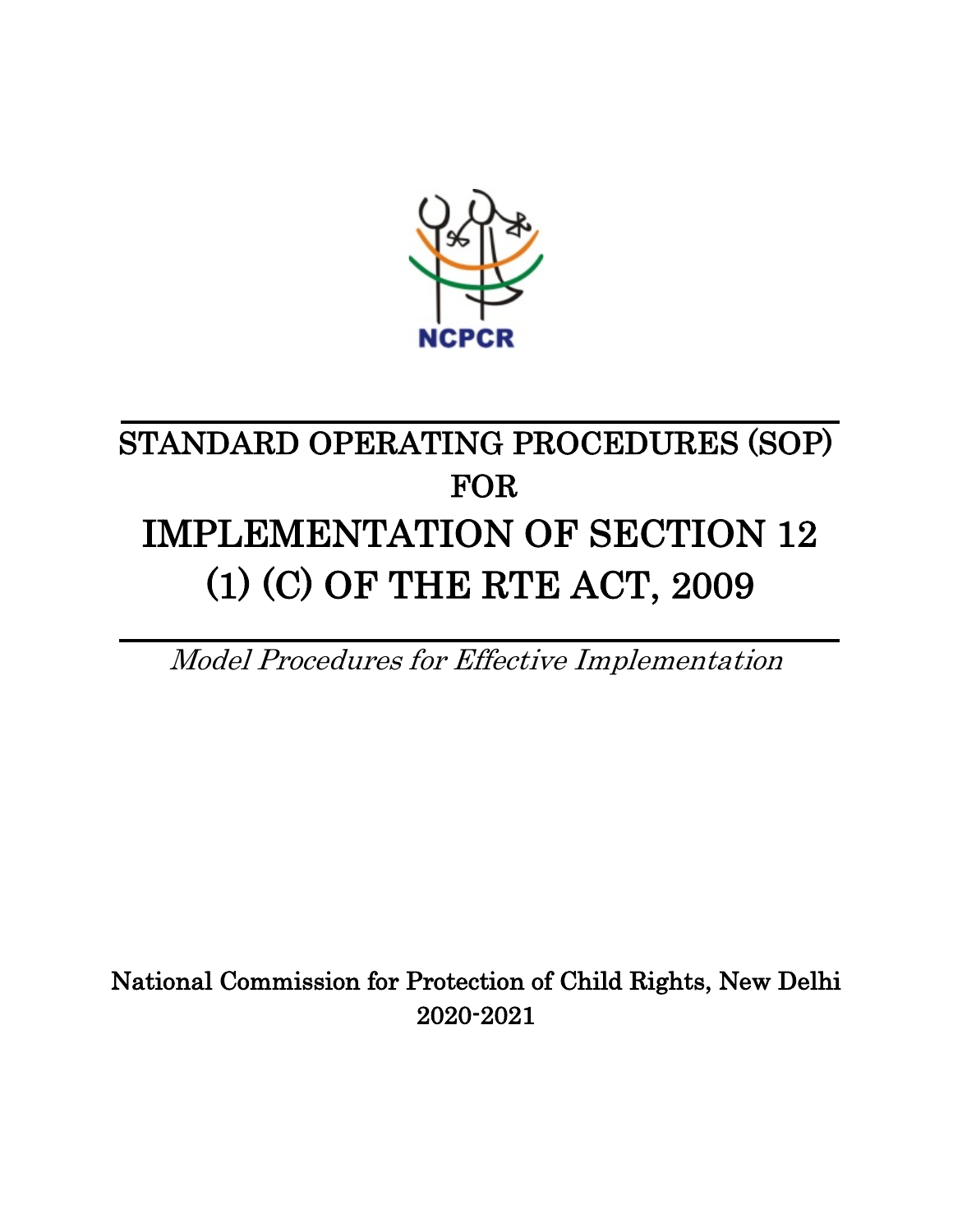NCPCR

# STANDARD OPERATING PROCEDURES (SOP) FOR

# IMPLEMENTATION OF SECTION 12 (1) (C) OF THE RTE ACT, 2009

*Model Procedures for Effective Implementation*

National Commission for Protection of Child Rights, New Delhi

2020-2021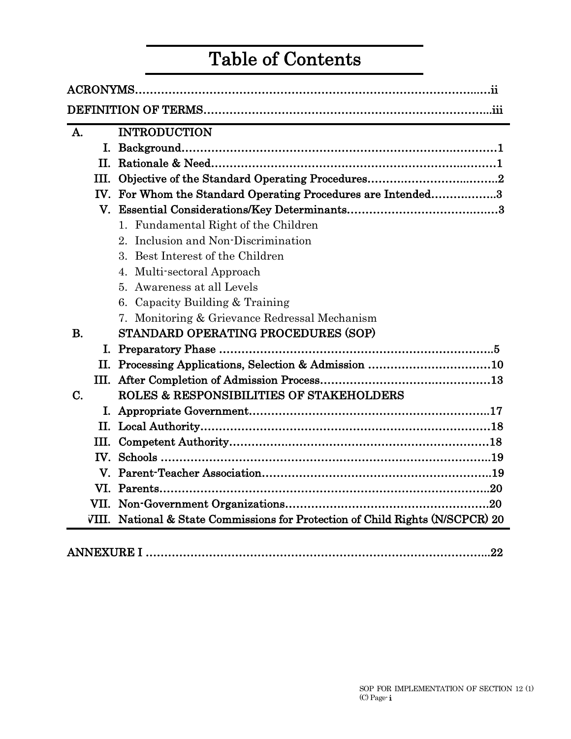# Table of Contents

ACRONYMS……………………………………………………………………………………ii

DEFINITION OF TERMS……………………………………………………………………iii

**A. INTRODUCTION**

- I. Background……………………………………………………………………………1
- II. Rationale & Need……………………………………………………………………1
- III. Objective of the Standard Operating Procedures…………………………………2
- IV. For Whom the Standard Operating Procedures are Intended……………….3
- V. Essential Considerations/Key Determinants……………………………………3
  1. Fundamental Right of the Children
  2. Inclusion and Non-Discrimination
  3. Best Interest of the Children
  4. Multi-sectoral Approach
  5. Awareness at all Levels
  6. Capacity Building & Training
  7. Monitoring & Grievance Redressal Mechanism

**B. STANDARD OPERATING PROCEDURES (SOP)**

- I. Preparatory Phase ……………………………………………………………………5
- II. Processing Applications, Selection & Admission ……………………………10
- III. After Completion of Admission Process…………………………………………13

**C. ROLES & RESPONSIBILITIES OF STAKEHOLDERS**

- I. Appropriate Government……………………………………………………………17
- II. Local Authority…………………………………………………………………………18
- III. Competent Authority…………………………………………………………………18
- IV. Schools ……………………………………………………………………………………19
- V. Parent-Teacher Association…………………………………………………………19
- VI. Parents……………………………………………………………………………………20
- VII. Non-Government Organizations…………………………………………………20
- VIII. National & State Commissions for Protection of Child Rights (N/SCPCR) 20

ANNEXURE I ……………………………………………………………………………………22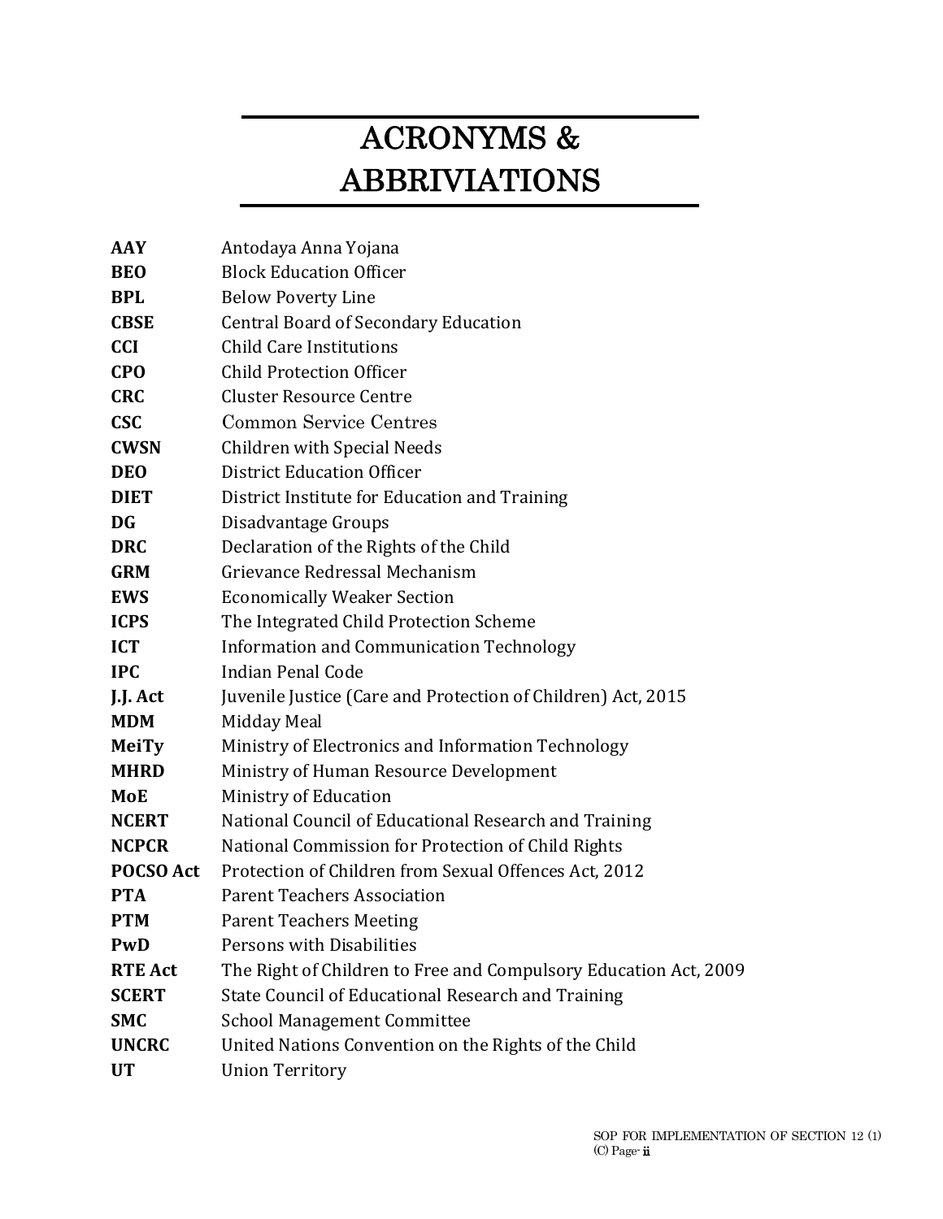# ACRONYMS & ABBRIVIATIONS

| | |
|---|---|
| **AAY** | Antodaya Anna Yojana |
| **BEO** | Block Education Officer |
| **BPL** | Below Poverty Line |
| **CBSE** | Central Board of Secondary Education |
| **CCI** | Child Care Institutions |
| **CPO** | Child Protection Officer |
| **CRC** | Cluster Resource Centre |
| **CSC** | Common Service Centres |
| **CWSN** | Children with Special Needs |
| **DEO** | District Education Officer |
| **DIET** | District Institute for Education and Training |
| **DG** | Disadvantage Groups |
| **DRC** | Declaration of the Rights of the Child |
| **GRM** | Grievance Redressal Mechanism |
| **EWS** | Economically Weaker Section |
| **ICPS** | The Integrated Child Protection Scheme |
| **ICT** | Information and Communication Technology |
| **IPC** | Indian Penal Code |
| **J.J. Act** | Juvenile Justice (Care and Protection of Children) Act, 2015 |
| **MDM** | Midday Meal |
| **MeiTy** | Ministry of Electronics and Information Technology |
| **MHRD** | Ministry of Human Resource Development |
| **MoE** | Ministry of Education |
| **NCERT** | National Council of Educational Research and Training |
| **NCPCR** | National Commission for Protection of Child Rights |
| **POCSO Act** | Protection of Children from Sexual Offences Act, 2012 |
| **PTA** | Parent Teachers Association |
| **PTM** | Parent Teachers Meeting |
| **PwD** | Persons with Disabilities |
| **RTE Act** | The Right of Children to Free and Compulsory Education Act, 2009 |
| **SCERT** | State Council of Educational Research and Training |
| **SMC** | School Management Committee |
| **UNCRC** | United Nations Convention on the Rights of the Child |
| **UT** | Union Territory |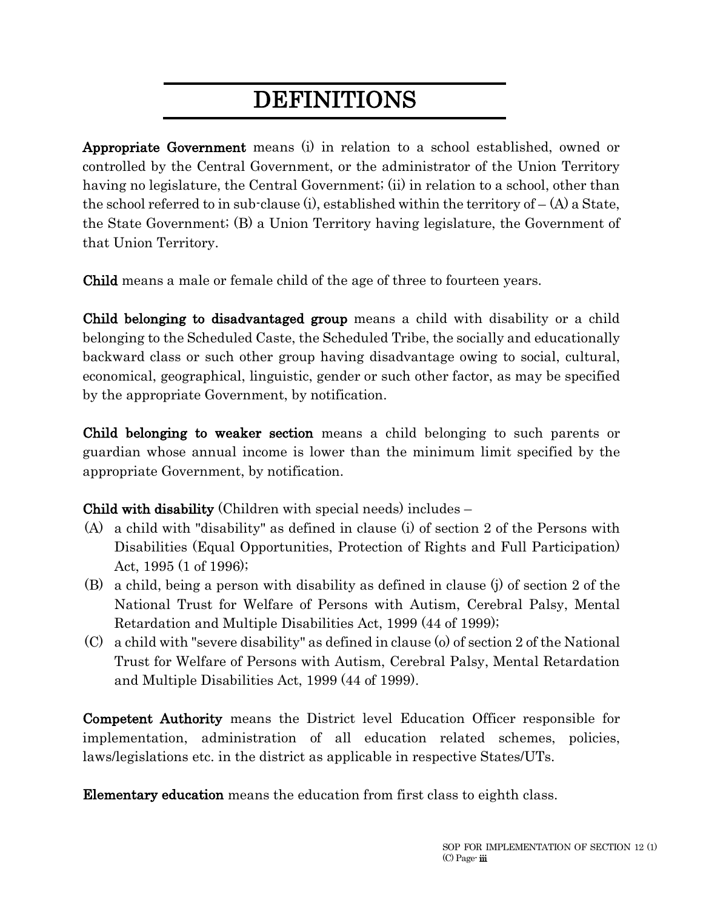# DEFINITIONS

**Appropriate Government** means (i) in relation to a school established, owned or controlled by the Central Government, or the administrator of the Union Territory having no legislature, the Central Government; (ii) in relation to a school, other than the school referred to in sub-clause (i), established within the territory of – (A) a State, the State Government; (B) a Union Territory having legislature, the Government of that Union Territory.

**Child** means a male or female child of the age of three to fourteen years.

**Child belonging to disadvantaged group** means a child with disability or a child belonging to the Scheduled Caste, the Scheduled Tribe, the socially and educationally backward class or such other group having disadvantage owing to social, cultural, economical, geographical, linguistic, gender or such other factor, as may be specified by the appropriate Government, by notification.

**Child belonging to weaker section** means a child belonging to such parents or guardian whose annual income is lower than the minimum limit specified by the appropriate Government, by notification.

**Child with disability** (Children with special needs) includes –

(A) a child with "disability" as defined in clause (i) of section 2 of the Persons with Disabilities (Equal Opportunities, Protection of Rights and Full Participation) Act, 1995 (1 of 1996);

(B) a child, being a person with disability as defined in clause (j) of section 2 of the National Trust for Welfare of Persons with Autism, Cerebral Palsy, Mental Retardation and Multiple Disabilities Act, 1999 (44 of 1999);

(C) a child with "severe disability" as defined in clause (o) of section 2 of the National Trust for Welfare of Persons with Autism, Cerebral Palsy, Mental Retardation and Multiple Disabilities Act, 1999 (44 of 1999).

**Competent Authority** means the District level Education Officer responsible for implementation, administration of all education related schemes, policies, laws/legislations etc. in the district as applicable in respective States/UTs.

**Elementary education** means the education from first class to eighth class.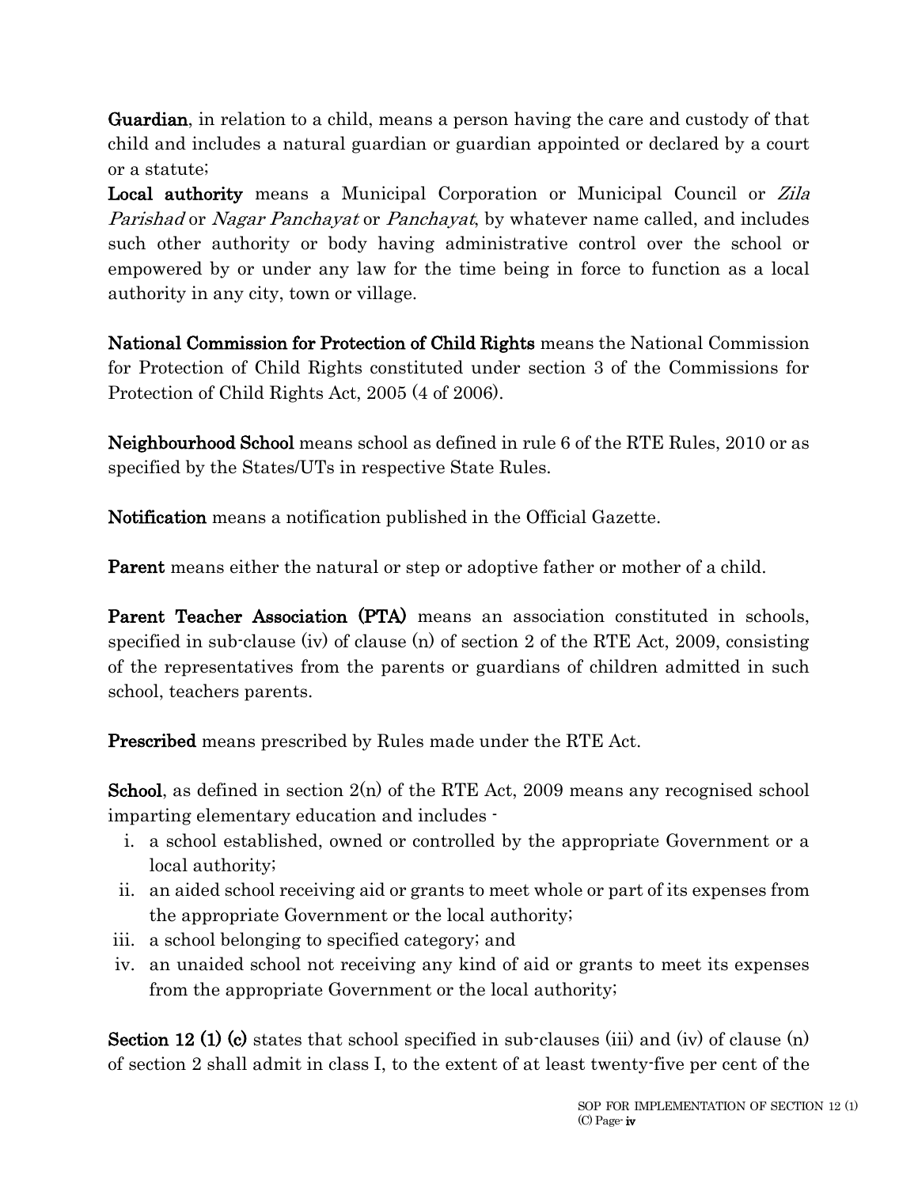**Guardian**, in relation to a child, means a person having the care and custody of that child and includes a natural guardian or guardian appointed or declared by a court or a statute;

**Local authority** means a Municipal Corporation or Municipal Council or *Zila Parishad* or *Nagar Panchayat* or *Panchayat*, by whatever name called, and includes such other authority or body having administrative control over the school or empowered by or under any law for the time being in force to function as a local authority in any city, town or village.

**National Commission for Protection of Child Rights** means the National Commission for Protection of Child Rights constituted under section 3 of the Commissions for Protection of Child Rights Act, 2005 (4 of 2006).

**Neighbourhood School** means school as defined in rule 6 of the RTE Rules, 2010 or as specified by the States/UTs in respective State Rules.

**Notification** means a notification published in the Official Gazette.

**Parent** means either the natural or step or adoptive father or mother of a child.

**Parent Teacher Association (PTA)** means an association constituted in schools, specified in sub-clause (iv) of clause (n) of section 2 of the RTE Act, 2009, consisting of the representatives from the parents or guardians of children admitted in such school, teachers parents.

**Prescribed** means prescribed by Rules made under the RTE Act.

**School**, as defined in section 2(n) of the RTE Act, 2009 means any recognised school imparting elementary education and includes -

i. a school established, owned or controlled by the appropriate Government or a local authority;
ii. an aided school receiving aid or grants to meet whole or part of its expenses from the appropriate Government or the local authority;
iii. a school belonging to specified category; and
iv. an unaided school not receiving any kind of aid or grants to meet its expenses from the appropriate Government or the local authority;

**Section 12 (1) (c)** states that school specified in sub-clauses (iii) and (iv) of clause (n) of section 2 shall admit in class I, to the extent of at least twenty-five per cent of the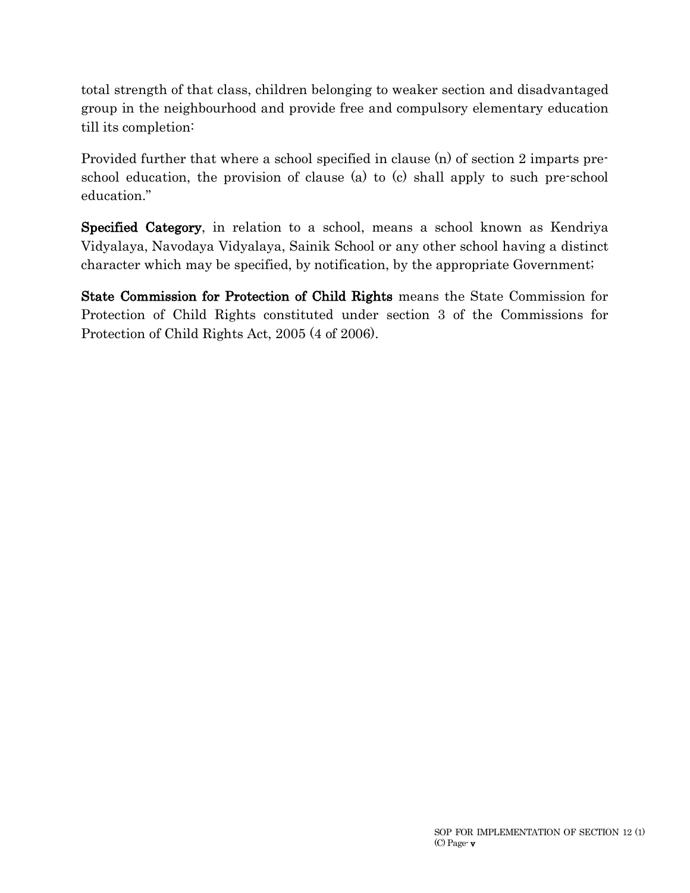total strength of that class, children belonging to weaker section and disadvantaged group in the neighbourhood and provide free and compulsory elementary education till its completion:

Provided further that where a school specified in clause (n) of section 2 imparts pre-school education, the provision of clause (a) to (c) shall apply to such pre-school education."

**Specified Category**, in relation to a school, means a school known as Kendriya Vidyalaya, Navodaya Vidyalaya, Sainik School or any other school having a distinct character which may be specified, by notification, by the appropriate Government;

**State Commission for Protection of Child Rights** means the State Commission for Protection of Child Rights constituted under section 3 of the Commissions for Protection of Child Rights Act, 2005 (4 of 2006).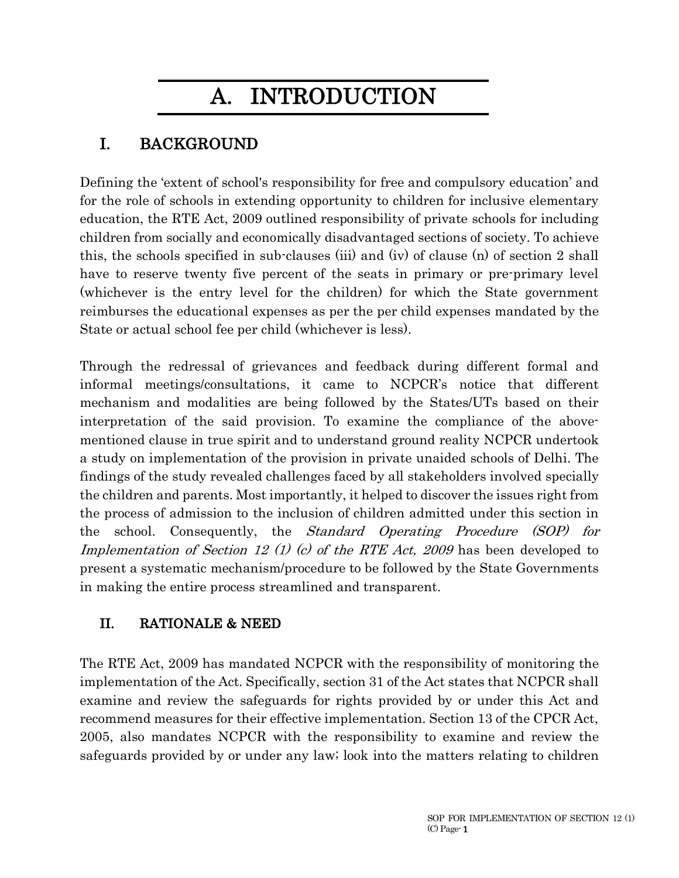# A. INTRODUCTION

## I. BACKGROUND

Defining the 'extent of school's responsibility for free and compulsory education' and for the role of schools in extending opportunity to children for inclusive elementary education, the RTE Act, 2009 outlined responsibility of private schools for including children from socially and economically disadvantaged sections of society. To achieve this, the schools specified in sub-clauses (iii) and (iv) of clause (n) of section 2 shall have to reserve twenty five percent of the seats in primary or pre-primary level (whichever is the entry level for the children) for which the State government reimburses the educational expenses as per the per child expenses mandated by the State or actual school fee per child (whichever is less).

Through the redressal of grievances and feedback during different formal and informal meetings/consultations, it came to NCPCR's notice that different mechanism and modalities are being followed by the States/UTs based on their interpretation of the said provision. To examine the compliance of the above-mentioned clause in true spirit and to understand ground reality NCPCR undertook a study on implementation of the provision in private unaided schools of Delhi. The findings of the study revealed challenges faced by all stakeholders involved specially the children and parents. Most importantly, it helped to discover the issues right from the process of admission to the inclusion of children admitted under this section in the school. Consequently, the *Standard Operating Procedure (SOP) for Implementation of Section 12 (1) (c) of the RTE Act, 2009* has been developed to present a systematic mechanism/procedure to be followed by the State Governments in making the entire process streamlined and transparent.

## II. RATIONALE & NEED

The RTE Act, 2009 has mandated NCPCR with the responsibility of monitoring the implementation of the Act. Specifically, section 31 of the Act states that NCPCR shall examine and review the safeguards for rights provided by or under this Act and recommend measures for their effective implementation. Section 13 of the CPCR Act, 2005, also mandates NCPCR with the responsibility to examine and review the safeguards provided by or under any law; look into the matters relating to children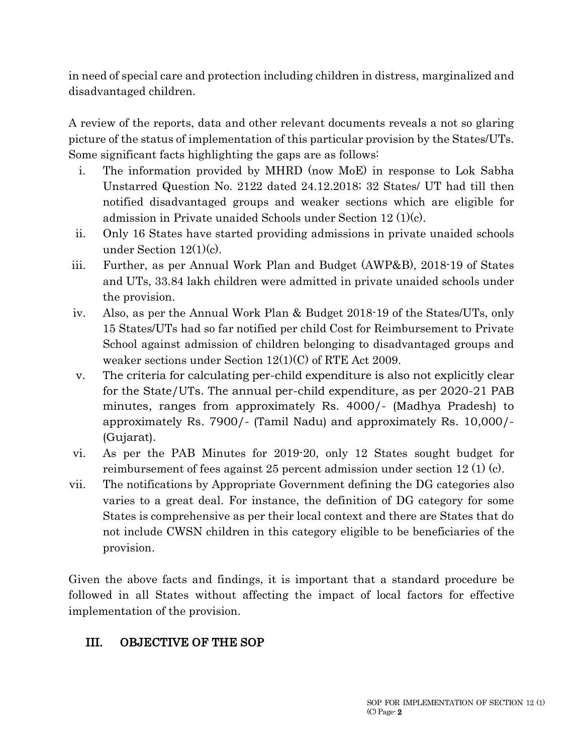in need of special care and protection including children in distress, marginalized and disadvantaged children.

A review of the reports, data and other relevant documents reveals a not so glaring picture of the status of implementation of this particular provision by the States/UTs. Some significant facts highlighting the gaps are as follows:

i. The information provided by MHRD (now MoE) in response to Lok Sabha Unstarred Question No. 2122 dated 24.12.2018; 32 States/ UT had till then notified disadvantaged groups and weaker sections which are eligible for admission in Private unaided Schools under Section 12 (1)(c).
ii. Only 16 States have started providing admissions in private unaided schools under Section 12(1)(c).
iii. Further, as per Annual Work Plan and Budget (AWP&B), 2018-19 of States and UTs, 33.84 lakh children were admitted in private unaided schools under the provision.
iv. Also, as per the Annual Work Plan & Budget 2018-19 of the States/UTs, only 15 States/UTs had so far notified per child Cost for Reimbursement to Private School against admission of children belonging to disadvantaged groups and weaker sections under Section 12(1)(C) of RTE Act 2009.
v. The criteria for calculating per-child expenditure is also not explicitly clear for the State/UTs. The annual per-child expenditure, as per 2020-21 PAB minutes, ranges from approximately Rs. 4000/- (Madhya Pradesh) to approximately Rs. 7900/- (Tamil Nadu) and approximately Rs. 10,000/- (Gujarat).
vi. As per the PAB Minutes for 2019-20, only 12 States sought budget for reimbursement of fees against 25 percent admission under section 12 (1) (c).
vii. The notifications by Appropriate Government defining the DG categories also varies to a great deal. For instance, the definition of DG category for some States is comprehensive as per their local context and there are States that do not include CWSN children in this category eligible to be beneficiaries of the provision.

Given the above facts and findings, it is important that a standard procedure be followed in all States without affecting the impact of local factors for effective implementation of the provision.

## III. OBJECTIVE OF THE SOP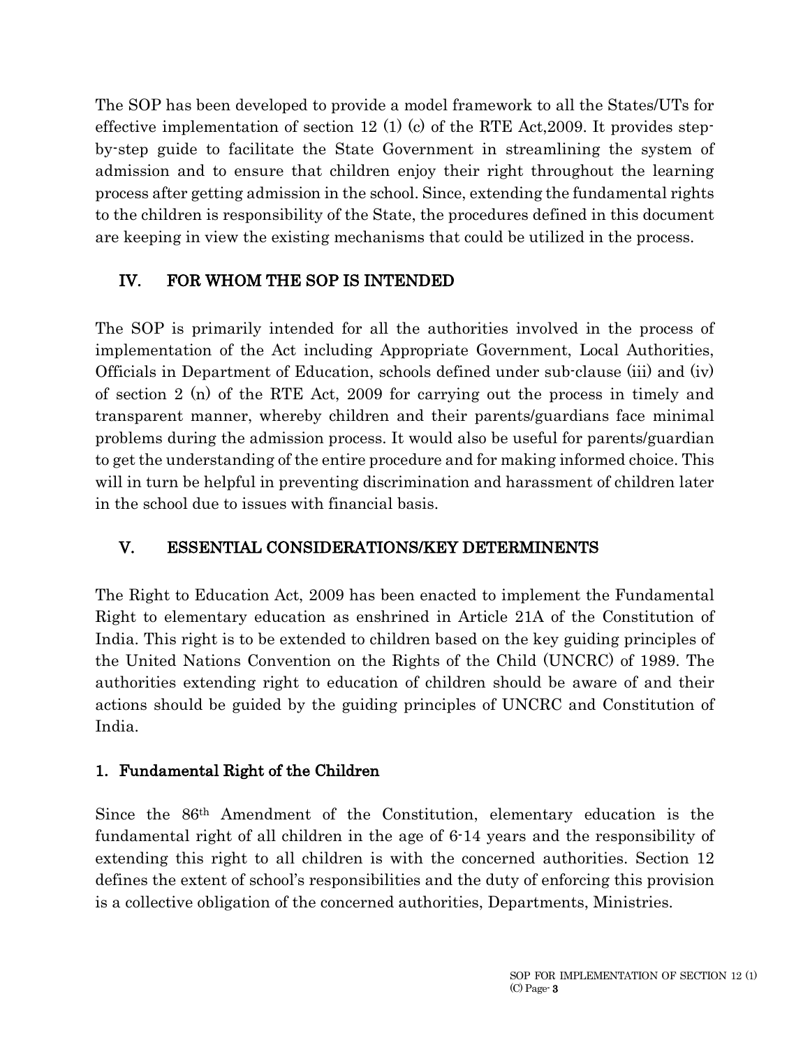The SOP has been developed to provide a model framework to all the States/UTs for effective implementation of section 12 (1) (c) of the RTE Act,2009. It provides step-by-step guide to facilitate the State Government in streamlining the system of admission and to ensure that children enjoy their right throughout the learning process after getting admission in the school. Since, extending the fundamental rights to the children is responsibility of the State, the procedures defined in this document are keeping in view the existing mechanisms that could be utilized in the process.

## IV. FOR WHOM THE SOP IS INTENDED

The SOP is primarily intended for all the authorities involved in the process of implementation of the Act including Appropriate Government, Local Authorities, Officials in Department of Education, schools defined under sub-clause (iii) and (iv) of section 2 (n) of the RTE Act, 2009 for carrying out the process in timely and transparent manner, whereby children and their parents/guardians face minimal problems during the admission process. It would also be useful for parents/guardian to get the understanding of the entire procedure and for making informed choice. This will in turn be helpful in preventing discrimination and harassment of children later in the school due to issues with financial basis.

## V. ESSENTIAL CONSIDERATIONS/KEY DETERMINENTS

The Right to Education Act, 2009 has been enacted to implement the Fundamental Right to elementary education as enshrined in Article 21A of the Constitution of India. This right is to be extended to children based on the key guiding principles of the United Nations Convention on the Rights of the Child (UNCRC) of 1989. The authorities extending right to education of children should be aware of and their actions should be guided by the guiding principles of UNCRC and Constitution of India.

### 1. Fundamental Right of the Children

Since the 86th Amendment of the Constitution, elementary education is the fundamental right of all children in the age of 6-14 years and the responsibility of extending this right to all children is with the concerned authorities. Section 12 defines the extent of school's responsibilities and the duty of enforcing this provision is a collective obligation of the concerned authorities, Departments, Ministries.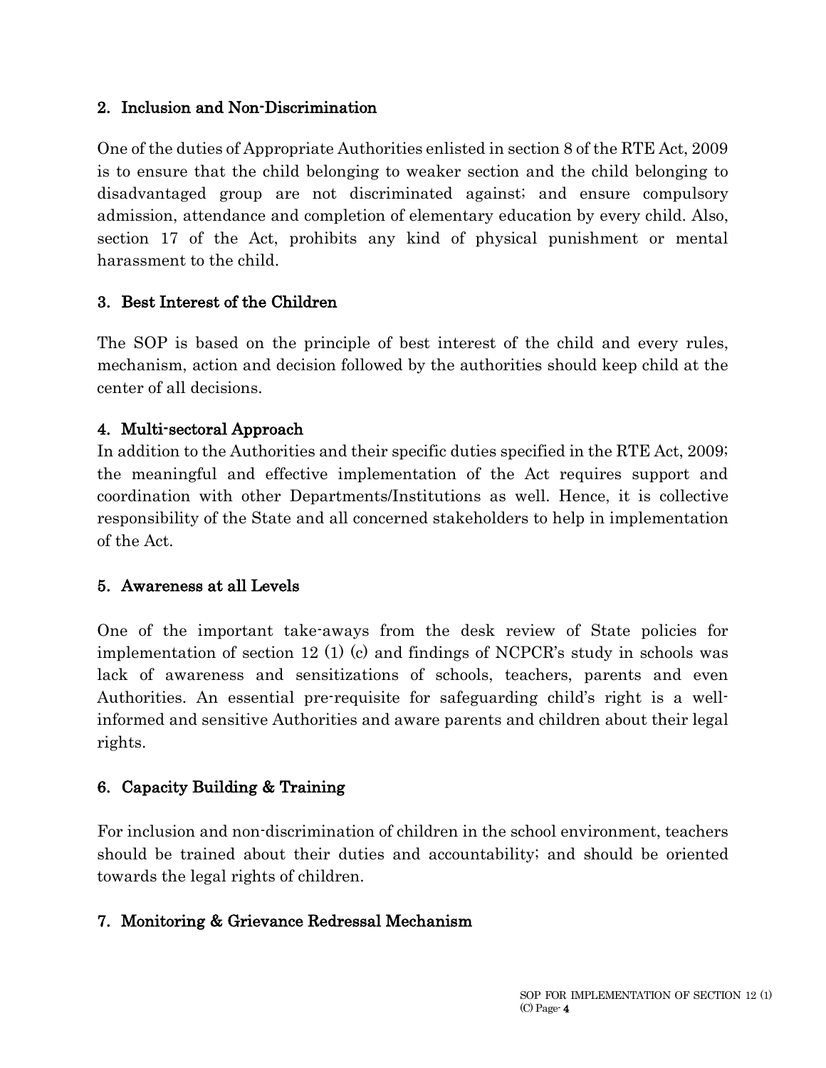### 2. Inclusion and Non-Discrimination

One of the duties of Appropriate Authorities enlisted in section 8 of the RTE Act, 2009 is to ensure that the child belonging to weaker section and the child belonging to disadvantaged group are not discriminated against; and ensure compulsory admission, attendance and completion of elementary education by every child. Also, section 17 of the Act, prohibits any kind of physical punishment or mental harassment to the child.

### 3. Best Interest of the Children

The SOP is based on the principle of best interest of the child and every rules, mechanism, action and decision followed by the authorities should keep child at the center of all decisions.

### 4. Multi-sectoral Approach

In addition to the Authorities and their specific duties specified in the RTE Act, 2009; the meaningful and effective implementation of the Act requires support and coordination with other Departments/Institutions as well. Hence, it is collective responsibility of the State and all concerned stakeholders to help in implementation of the Act.

### 5. Awareness at all Levels

One of the important take-aways from the desk review of State policies for implementation of section 12 (1) (c) and findings of NCPCR's study in schools was lack of awareness and sensitizations of schools, teachers, parents and even Authorities. An essential pre-requisite for safeguarding child's right is a well-informed and sensitive Authorities and aware parents and children about their legal rights.

### 6. Capacity Building & Training

For inclusion and non-discrimination of children in the school environment, teachers should be trained about their duties and accountability; and should be oriented towards the legal rights of children.

### 7. Monitoring & Grievance Redressal Mechanism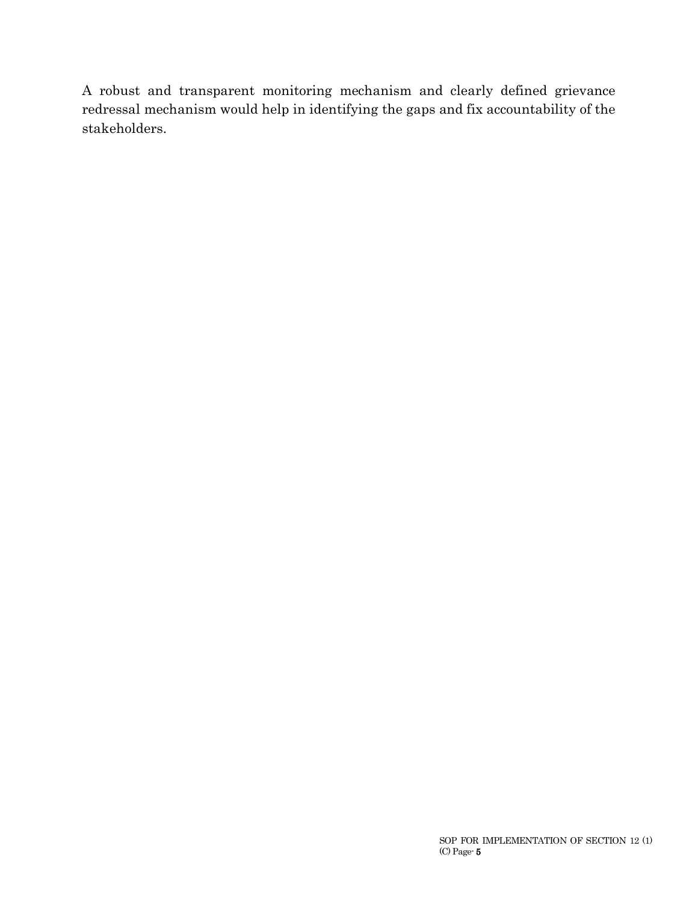A robust and transparent monitoring mechanism and clearly defined grievance redressal mechanism would help in identifying the gaps and fix accountability of the stakeholders.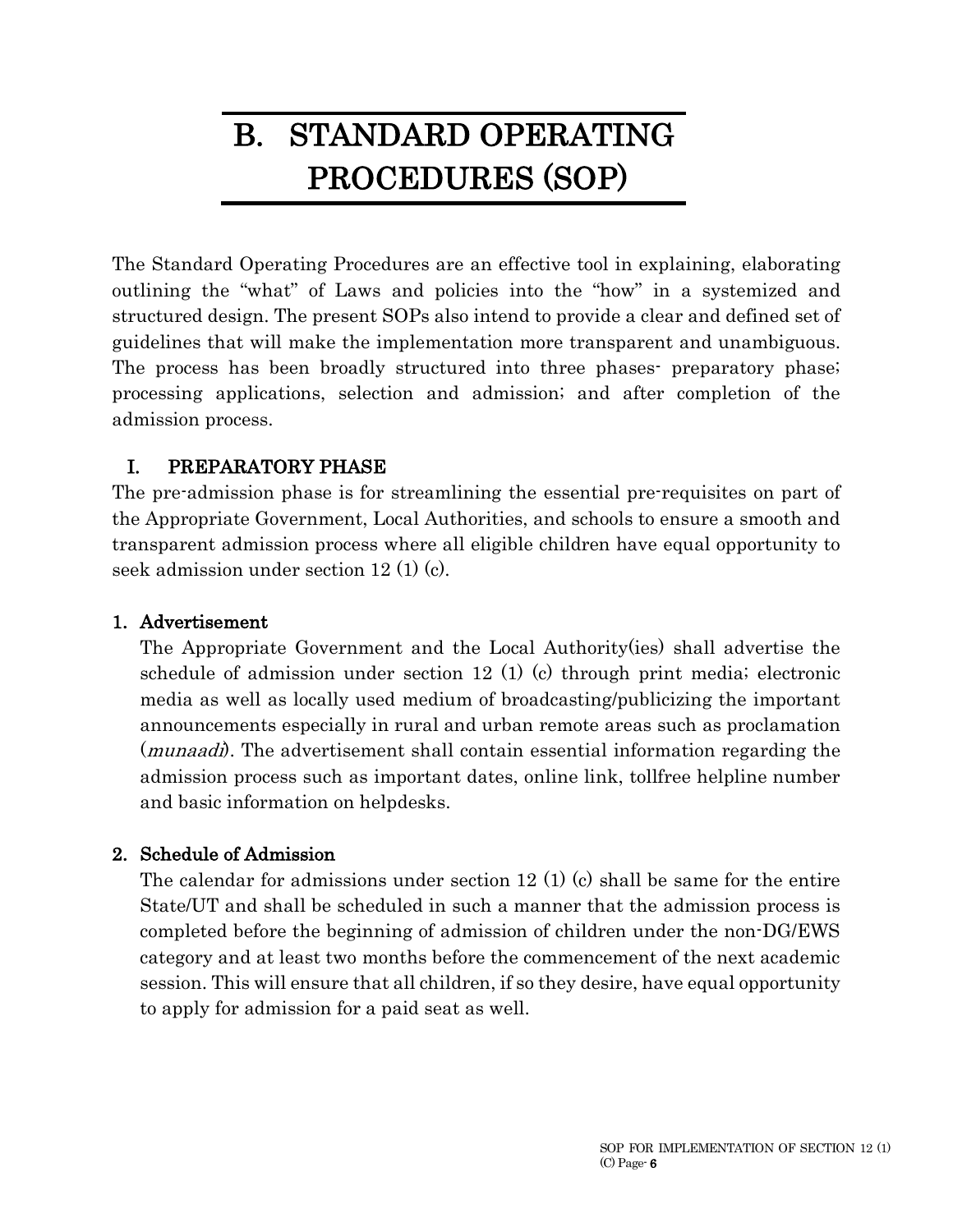# B. STANDARD OPERATING PROCEDURES (SOP)

The Standard Operating Procedures are an effective tool in explaining, elaborating outlining the "what" of Laws and policies into the "how" in a systemized and structured design. The present SOPs also intend to provide a clear and defined set of guidelines that will make the implementation more transparent and unambiguous. The process has been broadly structured into three phases- preparatory phase; processing applications, selection and admission; and after completion of the admission process.

## I. PREPARATORY PHASE

The pre-admission phase is for streamlining the essential pre-requisites on part of the Appropriate Government, Local Authorities, and schools to ensure a smooth and transparent admission process where all eligible children have equal opportunity to seek admission under section 12 (1) (c).

### 1. Advertisement

The Appropriate Government and the Local Authority(ies) shall advertise the schedule of admission under section 12 (1) (c) through print media; electronic media as well as locally used medium of broadcasting/publicizing the important announcements especially in rural and urban remote areas such as proclamation (*munaadi*). The advertisement shall contain essential information regarding the admission process such as important dates, online link, tollfree helpline number and basic information on helpdesks.

### 2. Schedule of Admission

The calendar for admissions under section 12 (1) (c) shall be same for the entire State/UT and shall be scheduled in such a manner that the admission process is completed before the beginning of admission of children under the non-DG/EWS category and at least two months before the commencement of the next academic session. This will ensure that all children, if so they desire, have equal opportunity to apply for admission for a paid seat as well.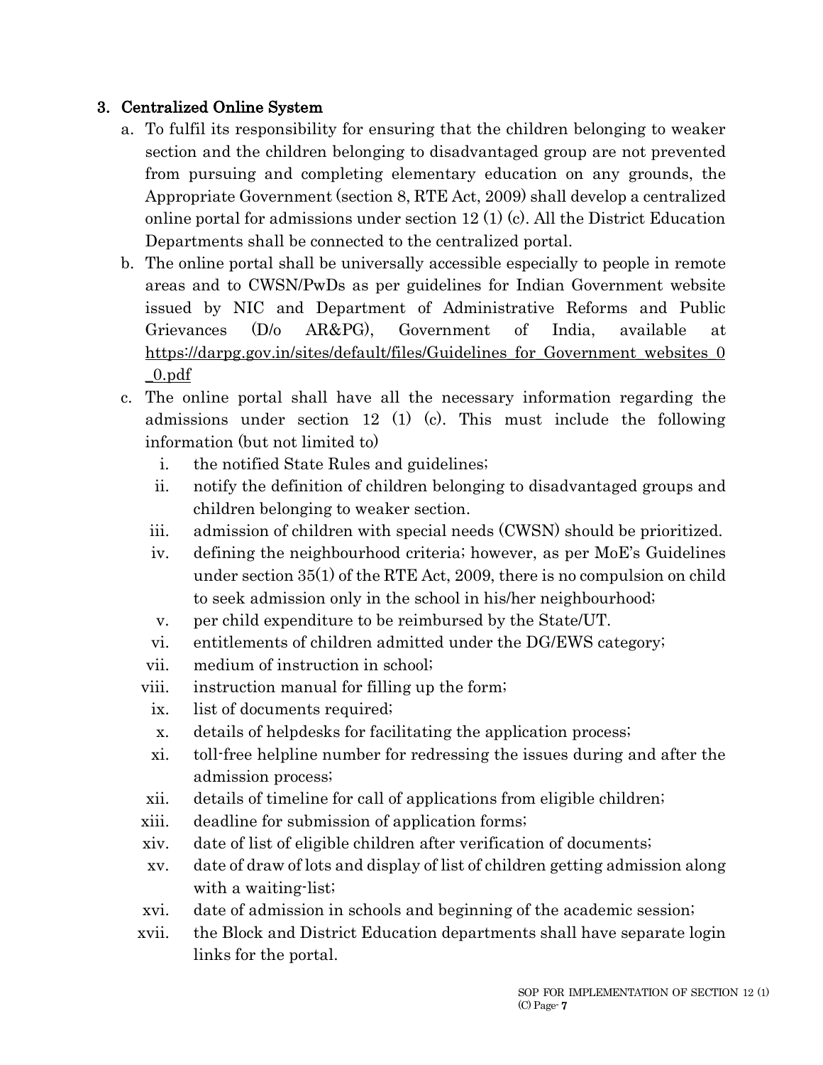### 3. Centralized Online System

a. To fulfil its responsibility for ensuring that the children belonging to weaker section and the children belonging to disadvantaged group are not prevented from pursuing and completing elementary education on any grounds, the Appropriate Government (section 8, RTE Act, 2009) shall develop a centralized online portal for admissions under section 12 (1) (c). All the District Education Departments shall be connected to the centralized portal.

b. The online portal shall be universally accessible especially to people in remote areas and to CWSN/PwDs as per guidelines for Indian Government website issued by NIC and Department of Administrative Reforms and Public Grievances (D/o AR&PG), Government of India, available at https://darpg.gov.in/sites/default/files/Guidelines_for_Government_websites_0_0.pdf

c. The online portal shall have all the necessary information regarding the admissions under section 12 (1) (c). This must include the following information (but not limited to)

   i. the notified State Rules and guidelines;
   ii. notify the definition of children belonging to disadvantaged groups and children belonging to weaker section.
   iii. admission of children with special needs (CWSN) should be prioritized.
   iv. defining the neighbourhood criteria; however, as per MoE's Guidelines under section 35(1) of the RTE Act, 2009, there is no compulsion on child to seek admission only in the school in his/her neighbourhood;
   v. per child expenditure to be reimbursed by the State/UT.
   vi. entitlements of children admitted under the DG/EWS category;
   vii. medium of instruction in school;
   viii. instruction manual for filling up the form;
   ix. list of documents required;
   x. details of helpdesks for facilitating the application process;
   xi. toll-free helpline number for redressing the issues during and after the admission process;
   xii. details of timeline for call of applications from eligible children;
   xiii. deadline for submission of application forms;
   xiv. date of list of eligible children after verification of documents;
   xv. date of draw of lots and display of list of children getting admission along with a waiting-list;
   xvi. date of admission in schools and beginning of the academic session;
   xvii. the Block and District Education departments shall have separate login links for the portal.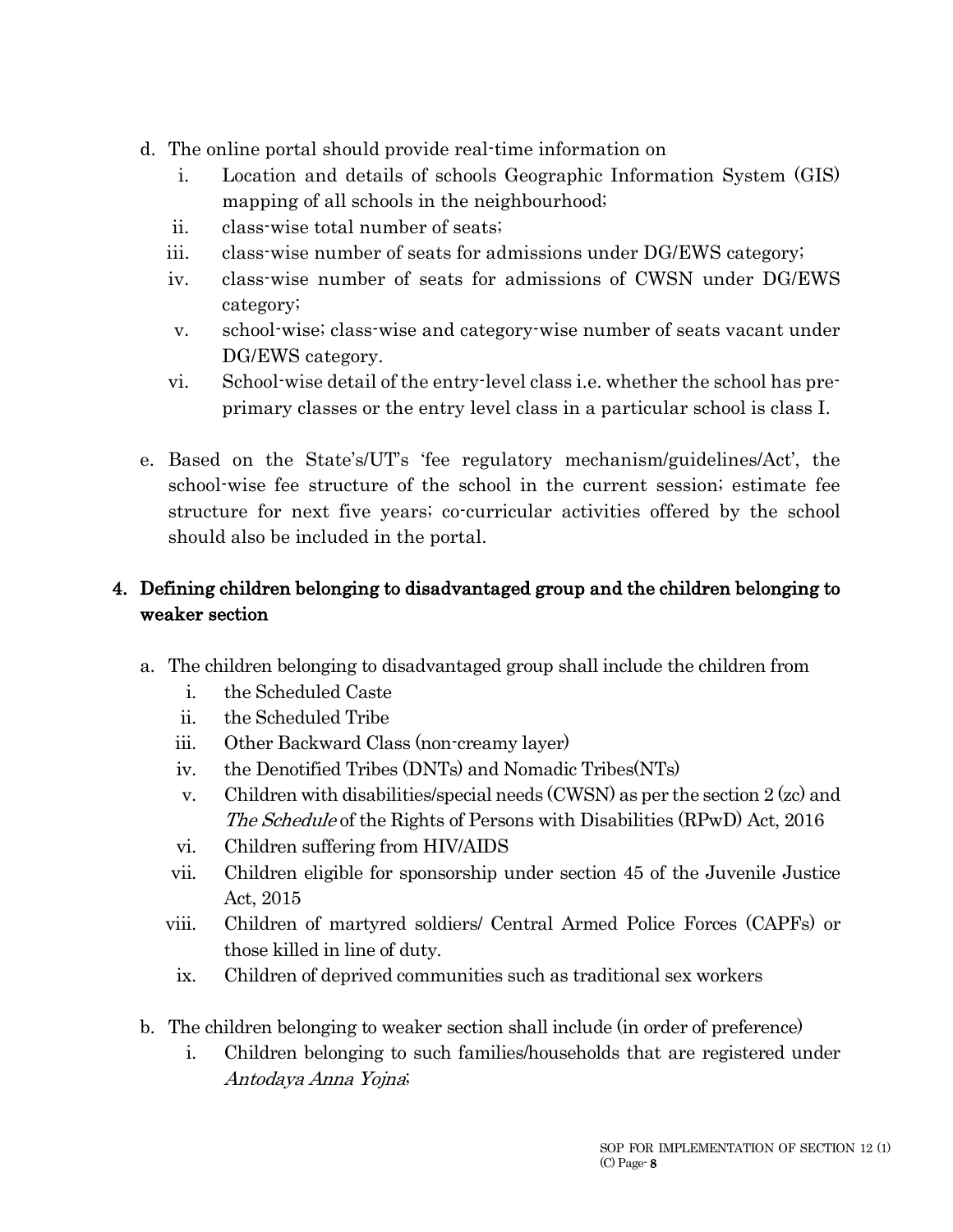d. The online portal should provide real-time information on
   i. Location and details of schools Geographic Information System (GIS) mapping of all schools in the neighbourhood;
   ii. class-wise total number of seats;
   iii. class-wise number of seats for admissions under DG/EWS category;
   iv. class-wise number of seats for admissions of CWSN under DG/EWS category;
   v. school-wise; class-wise and category-wise number of seats vacant under DG/EWS category.
   vi. School-wise detail of the entry-level class i.e. whether the school has pre-primary classes or the entry level class in a particular school is class I.

e. Based on the State's/UT's 'fee regulatory mechanism/guidelines/Act', the school-wise fee structure of the school in the current session; estimate fee structure for next five years; co-curricular activities offered by the school should also be included in the portal.

## 4. Defining children belonging to disadvantaged group and the children belonging to weaker section

a. The children belonging to disadvantaged group shall include the children from
   i. the Scheduled Caste
   ii. the Scheduled Tribe
   iii. Other Backward Class (non-creamy layer)
   iv. the Denotified Tribes (DNTs) and Nomadic Tribes(NTs)
   v. Children with disabilities/special needs (CWSN) as per the section 2 (zc) and *The Schedule* of the Rights of Persons with Disabilities (RPwD) Act, 2016
   vi. Children suffering from HIV/AIDS
   vii. Children eligible for sponsorship under section 45 of the Juvenile Justice Act, 2015
   viii. Children of martyred soldiers/ Central Armed Police Forces (CAPFs) or those killed in line of duty.
   ix. Children of deprived communities such as traditional sex workers

b. The children belonging to weaker section shall include (in order of preference)
   i. Children belonging to such families/households that are registered under *Antodaya Anna Yojna*;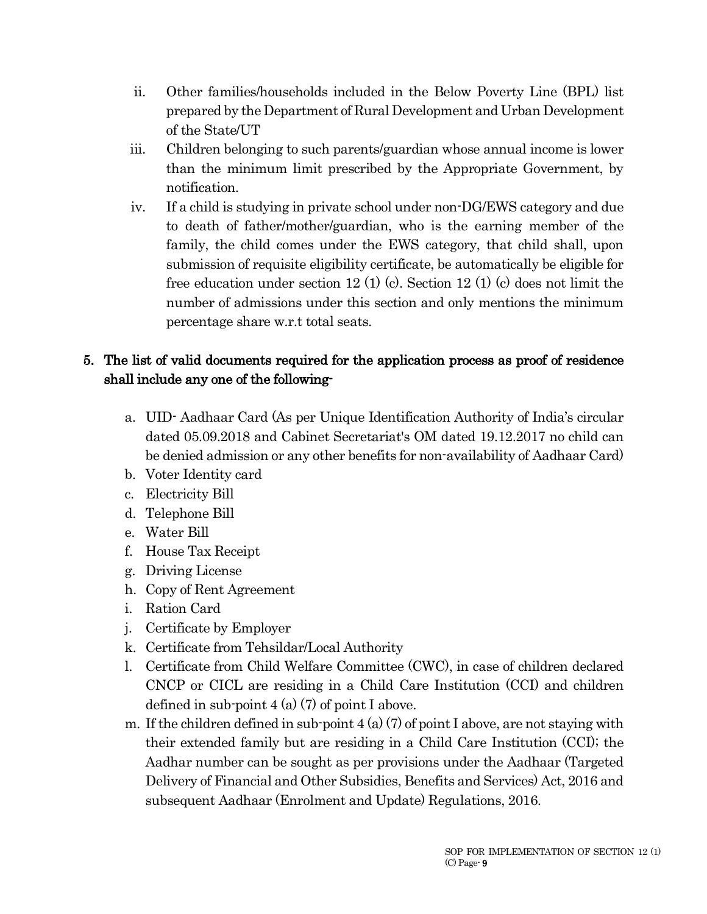ii. Other families/households included in the Below Poverty Line (BPL) list prepared by the Department of Rural Development and Urban Development of the State/UT

iii. Children belonging to such parents/guardian whose annual income is lower than the minimum limit prescribed by the Appropriate Government, by notification.

iv. If a child is studying in private school under non-DG/EWS category and due to death of father/mother/guardian, who is the earning member of the family, the child comes under the EWS category, that child shall, upon submission of requisite eligibility certificate, be automatically be eligible for free education under section 12 (1) (c). Section 12 (1) (c) does not limit the number of admissions under this section and only mentions the minimum percentage share w.r.t total seats.

**5. The list of valid documents required for the application process as proof of residence shall include any one of the following-**

a. UID- Aadhaar Card (As per Unique Identification Authority of India's circular dated 05.09.2018 and Cabinet Secretariat's OM dated 19.12.2017 no child can be denied admission or any other benefits for non-availability of Aadhaar Card)
b. Voter Identity card
c. Electricity Bill
d. Telephone Bill
e. Water Bill
f. House Tax Receipt
g. Driving License
h. Copy of Rent Agreement
i. Ration Card
j. Certificate by Employer
k. Certificate from Tehsildar/Local Authority
l. Certificate from Child Welfare Committee (CWC), in case of children declared CNCP or CICL are residing in a Child Care Institution (CCI) and children defined in sub-point 4 (a) (7) of point I above.
m. If the children defined in sub-point 4 (a) (7) of point I above, are not staying with their extended family but are residing in a Child Care Institution (CCI); the Aadhar number can be sought as per provisions under the Aadhaar (Targeted Delivery of Financial and Other Subsidies, Benefits and Services) Act, 2016 and subsequent Aadhaar (Enrolment and Update) Regulations, 2016.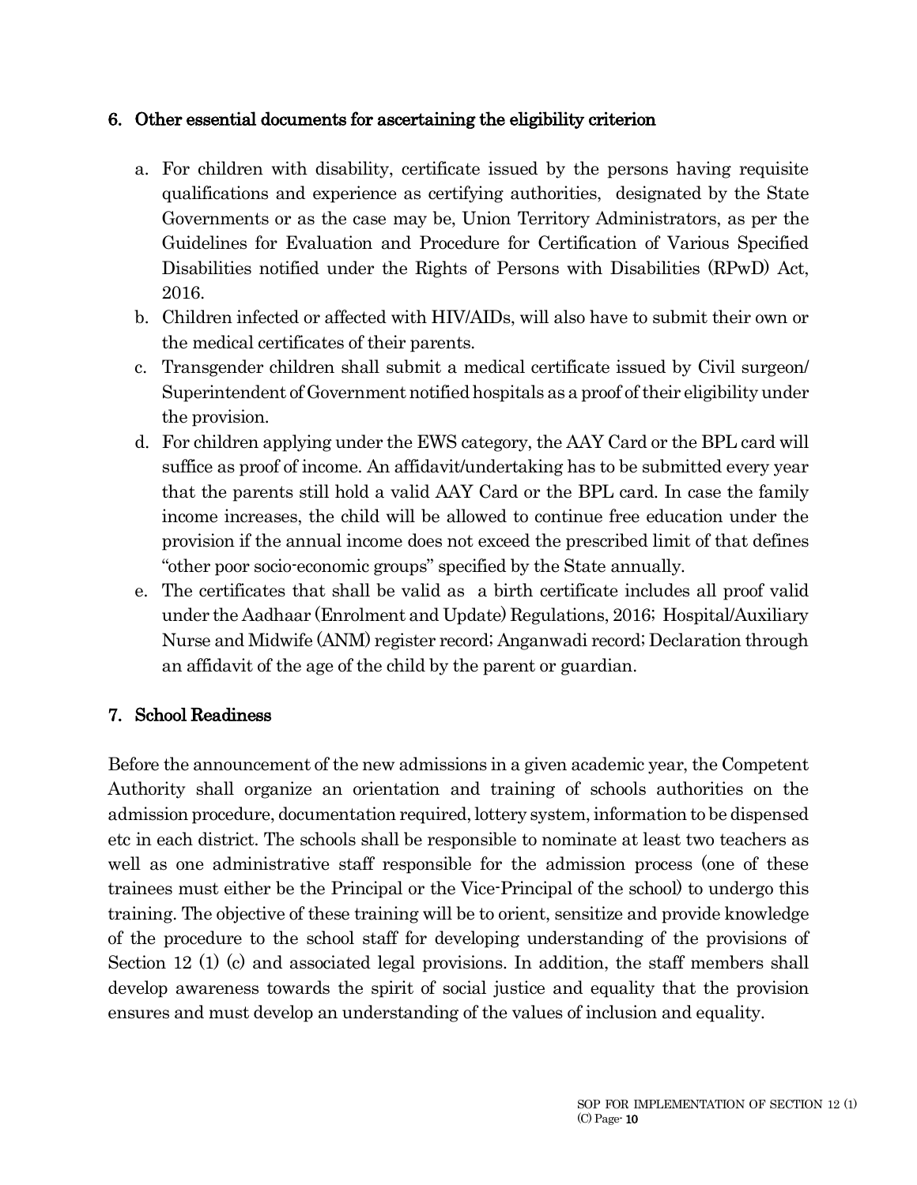## 6. Other essential documents for ascertaining the eligibility criterion

a. For children with disability, certificate issued by the persons having requisite qualifications and experience as certifying authorities, designated by the State Governments or as the case may be, Union Territory Administrators, as per the Guidelines for Evaluation and Procedure for Certification of Various Specified Disabilities notified under the Rights of Persons with Disabilities (RPwD) Act, 2016.

b. Children infected or affected with HIV/AIDs, will also have to submit their own or the medical certificates of their parents.

c. Transgender children shall submit a medical certificate issued by Civil surgeon/ Superintendent of Government notified hospitals as a proof of their eligibility under the provision.

d. For children applying under the EWS category, the AAY Card or the BPL card will suffice as proof of income. An affidavit/undertaking has to be submitted every year that the parents still hold a valid AAY Card or the BPL card. In case the family income increases, the child will be allowed to continue free education under the provision if the annual income does not exceed the prescribed limit of that defines "other poor socio-economic groups" specified by the State annually.

e. The certificates that shall be valid as a birth certificate includes all proof valid under the Aadhaar (Enrolment and Update) Regulations, 2016; Hospital/Auxiliary Nurse and Midwife (ANM) register record; Anganwadi record; Declaration through an affidavit of the age of the child by the parent or guardian.

## 7. School Readiness

Before the announcement of the new admissions in a given academic year, the Competent Authority shall organize an orientation and training of schools authorities on the admission procedure, documentation required, lottery system, information to be dispensed etc in each district. The schools shall be responsible to nominate at least two teachers as well as one administrative staff responsible for the admission process (one of these trainees must either be the Principal or the Vice-Principal of the school) to undergo this training. The objective of these training will be to orient, sensitize and provide knowledge of the procedure to the school staff for developing understanding of the provisions of Section 12 (1) (c) and associated legal provisions. In addition, the staff members shall develop awareness towards the spirit of social justice and equality that the provision ensures and must develop an understanding of the values of inclusion and equality.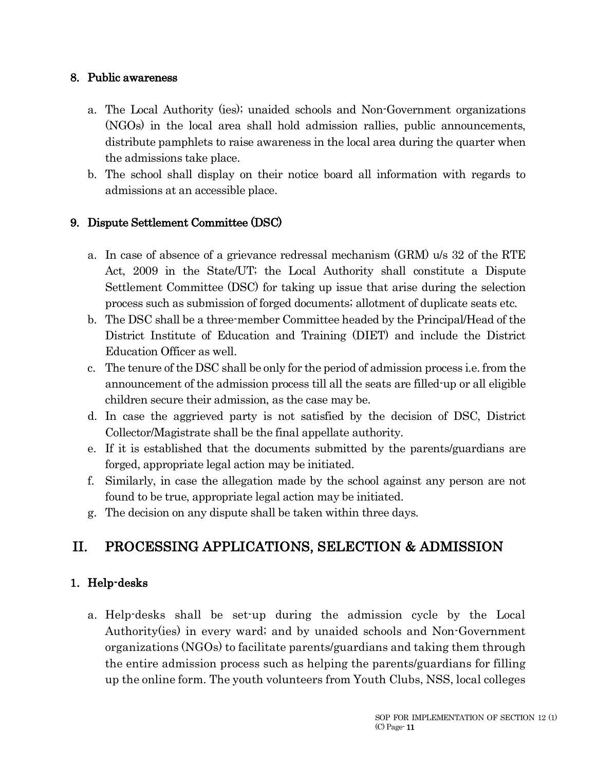### 8. Public awareness

a. The Local Authority (ies); unaided schools and Non-Government organizations (NGOs) in the local area shall hold admission rallies, public announcements, distribute pamphlets to raise awareness in the local area during the quarter when the admissions take place.
b. The school shall display on their notice board all information with regards to admissions at an accessible place.

### 9. Dispute Settlement Committee (DSC)

a. In case of absence of a grievance redressal mechanism (GRM) u/s 32 of the RTE Act, 2009 in the State/UT; the Local Authority shall constitute a Dispute Settlement Committee (DSC) for taking up issue that arise during the selection process such as submission of forged documents; allotment of duplicate seats etc.
b. The DSC shall be a three-member Committee headed by the Principal/Head of the District Institute of Education and Training (DIET) and include the District Education Officer as well.
c. The tenure of the DSC shall be only for the period of admission process i.e. from the announcement of the admission process till all the seats are filled-up or all eligible children secure their admission, as the case may be.
d. In case the aggrieved party is not satisfied by the decision of DSC, District Collector/Magistrate shall be the final appellate authority.
e. If it is established that the documents submitted by the parents/guardians are forged, appropriate legal action may be initiated.
f. Similarly, in case the allegation made by the school against any person are not found to be true, appropriate legal action may be initiated.
g. The decision on any dispute shall be taken within three days.

## II. PROCESSING APPLICATIONS, SELECTION & ADMISSION

### 1. Help-desks

a. Help-desks shall be set-up during the admission cycle by the Local Authority(ies) in every ward; and by unaided schools and Non-Government organizations (NGOs) to facilitate parents/guardians and taking them through the entire admission process such as helping the parents/guardians for filling up the online form. The youth volunteers from Youth Clubs, NSS, local colleges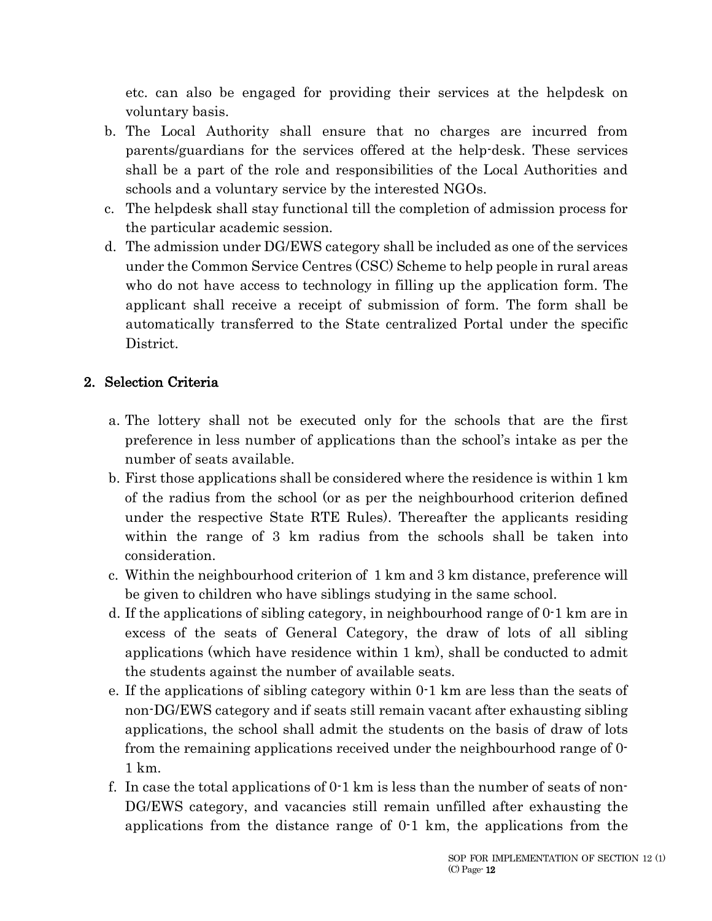etc. can also be engaged for providing their services at the helpdesk on voluntary basis.

b. The Local Authority shall ensure that no charges are incurred from parents/guardians for the services offered at the help-desk. These services shall be a part of the role and responsibilities of the Local Authorities and schools and a voluntary service by the interested NGOs.

c. The helpdesk shall stay functional till the completion of admission process for the particular academic session.

d. The admission under DG/EWS category shall be included as one of the services under the Common Service Centres (CSC) Scheme to help people in rural areas who do not have access to technology in filling up the application form. The applicant shall receive a receipt of submission of form. The form shall be automatically transferred to the State centralized Portal under the specific District.

## 2. Selection Criteria

a. The lottery shall not be executed only for the schools that are the first preference in less number of applications than the school's intake as per the number of seats available.

b. First those applications shall be considered where the residence is within 1 km of the radius from the school (or as per the neighbourhood criterion defined under the respective State RTE Rules). Thereafter the applicants residing within the range of 3 km radius from the schools shall be taken into consideration.

c. Within the neighbourhood criterion of 1 km and 3 km distance, preference will be given to children who have siblings studying in the same school.

d. If the applications of sibling category, in neighbourhood range of 0-1 km are in excess of the seats of General Category, the draw of lots of all sibling applications (which have residence within 1 km), shall be conducted to admit the students against the number of available seats.

e. If the applications of sibling category within 0-1 km are less than the seats of non-DG/EWS category and if seats still remain vacant after exhausting sibling applications, the school shall admit the students on the basis of draw of lots from the remaining applications received under the neighbourhood range of 0-1 km.

f. In case the total applications of 0-1 km is less than the number of seats of non-DG/EWS category, and vacancies still remain unfilled after exhausting the applications from the distance range of 0-1 km, the applications from the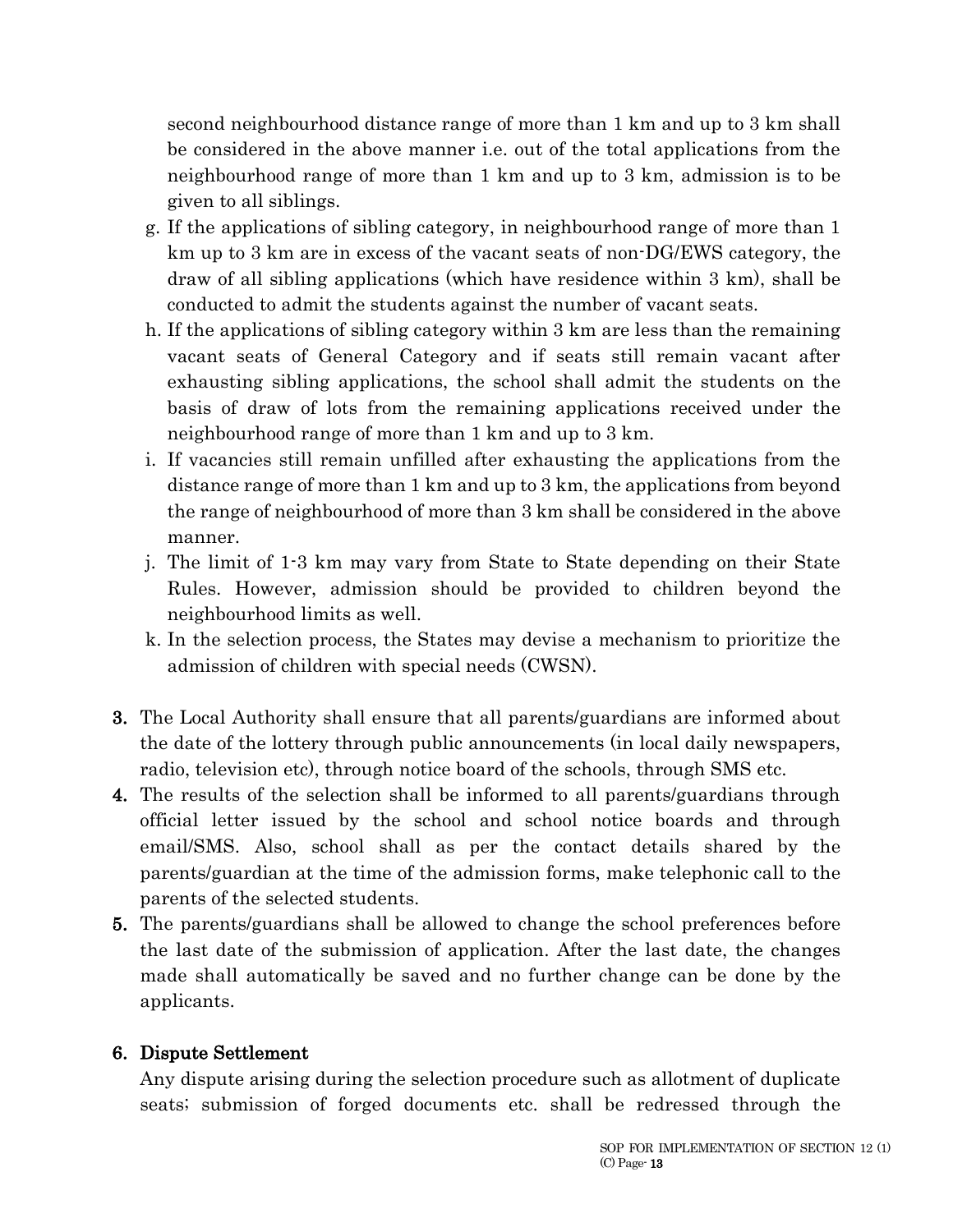second neighbourhood distance range of more than 1 km and up to 3 km shall be considered in the above manner i.e. out of the total applications from the neighbourhood range of more than 1 km and up to 3 km, admission is to be given to all siblings.

g. If the applications of sibling category, in neighbourhood range of more than 1 km up to 3 km are in excess of the vacant seats of non-DG/EWS category, the draw of all sibling applications (which have residence within 3 km), shall be conducted to admit the students against the number of vacant seats.
h. If the applications of sibling category within 3 km are less than the remaining vacant seats of General Category and if seats still remain vacant after exhausting sibling applications, the school shall admit the students on the basis of draw of lots from the remaining applications received under the neighbourhood range of more than 1 km and up to 3 km.
i. If vacancies still remain unfilled after exhausting the applications from the distance range of more than 1 km and up to 3 km, the applications from beyond the range of neighbourhood of more than 3 km shall be considered in the above manner.
j. The limit of 1-3 km may vary from State to State depending on their State Rules. However, admission should be provided to children beyond the neighbourhood limits as well.
k. In the selection process, the States may devise a mechanism to prioritize the admission of children with special needs (CWSN).

**3.** The Local Authority shall ensure that all parents/guardians are informed about the date of the lottery through public announcements (in local daily newspapers, radio, television etc), through notice board of the schools, through SMS etc.

**4.** The results of the selection shall be informed to all parents/guardians through official letter issued by the school and school notice boards and through email/SMS. Also, school shall as per the contact details shared by the parents/guardian at the time of the admission forms, make telephonic call to the parents of the selected students.

**5.** The parents/guardians shall be allowed to change the school preferences before the last date of the submission of application. After the last date, the changes made shall automatically be saved and no further change can be done by the applicants.

**6. Dispute Settlement**

Any dispute arising during the selection procedure such as allotment of duplicate seats; submission of forged documents etc. shall be redressed through the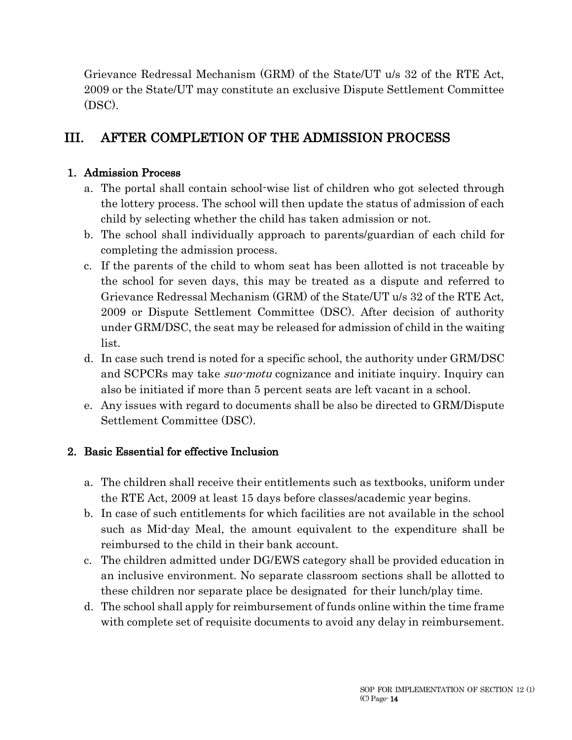Grievance Redressal Mechanism (GRM) of the State/UT u/s 32 of the RTE Act, 2009 or the State/UT may constitute an exclusive Dispute Settlement Committee (DSC).

## III. AFTER COMPLETION OF THE ADMISSION PROCESS

### 1. Admission Process

a. The portal shall contain school-wise list of children who got selected through the lottery process. The school will then update the status of admission of each child by selecting whether the child has taken admission or not.
b. The school shall individually approach to parents/guardian of each child for completing the admission process.
c. If the parents of the child to whom seat has been allotted is not traceable by the school for seven days, this may be treated as a dispute and referred to Grievance Redressal Mechanism (GRM) of the State/UT u/s 32 of the RTE Act, 2009 or Dispute Settlement Committee (DSC). After decision of authority under GRM/DSC, the seat may be released for admission of child in the waiting list.
d. In case such trend is noted for a specific school, the authority under GRM/DSC and SCPCRs may take *suo-motu* cognizance and initiate inquiry. Inquiry can also be initiated if more than 5 percent seats are left vacant in a school.
e. Any issues with regard to documents shall be also be directed to GRM/Dispute Settlement Committee (DSC).

### 2. Basic Essential for effective Inclusion

a. The children shall receive their entitlements such as textbooks, uniform under the RTE Act, 2009 at least 15 days before classes/academic year begins.
b. In case of such entitlements for which facilities are not available in the school such as Mid-day Meal, the amount equivalent to the expenditure shall be reimbursed to the child in their bank account.
c. The children admitted under DG/EWS category shall be provided education in an inclusive environment. No separate classroom sections shall be allotted to these children nor separate place be designated for their lunch/play time.
d. The school shall apply for reimbursement of funds online within the time frame with complete set of requisite documents to avoid any delay in reimbursement.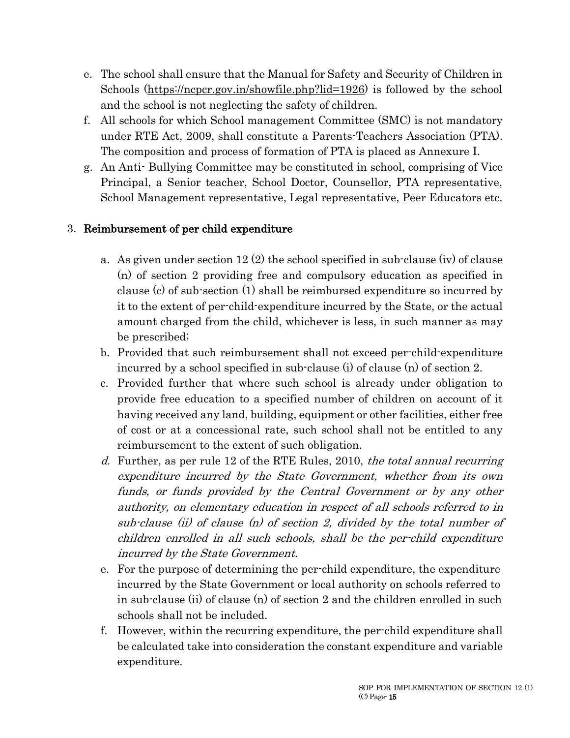e. The school shall ensure that the Manual for Safety and Security of Children in Schools (https://ncpcr.gov.in/showfile.php?lid=1926) is followed by the school and the school is not neglecting the safety of children.
f. All schools for which School management Committee (SMC) is not mandatory under RTE Act, 2009, shall constitute a Parents-Teachers Association (PTA). The composition and process of formation of PTA is placed as Annexure I.
g. An Anti- Bullying Committee may be constituted in school, comprising of Vice Principal, a Senior teacher, School Doctor, Counsellor, PTA representative, School Management representative, Legal representative, Peer Educators etc.

3. **Reimbursement of per child expenditure**

   a. As given under section 12 (2) the school specified in sub-clause (iv) of clause (n) of section 2 providing free and compulsory education as specified in clause (c) of sub-section (1) shall be reimbursed expenditure so incurred by it to the extent of per-child-expenditure incurred by the State, or the actual amount charged from the child, whichever is less, in such manner as may be prescribed;
   b. Provided that such reimbursement shall not exceed per-child-expenditure incurred by a school specified in sub-clause (i) of clause (n) of section 2.
   c. Provided further that where such school is already under obligation to provide free education to a specified number of children on account of it having received any land, building, equipment or other facilities, either free of cost or at a concessional rate, such school shall not be entitled to any reimbursement to the extent of such obligation.
   d. Further, as per rule 12 of the RTE Rules, 2010, *the total annual recurring expenditure incurred by the State Government, whether from its own funds, or funds provided by the Central Government or by any other authority, on elementary education in respect of all schools referred to in sub-clause (ii) of clause (n) of section 2, divided by the total number of children enrolled in all such schools, shall be the per-child expenditure incurred by the State Government.*
   e. For the purpose of determining the per-child expenditure, the expenditure incurred by the State Government or local authority on schools referred to in sub-clause (ii) of clause (n) of section 2 and the children enrolled in such schools shall not be included.
   f. However, within the recurring expenditure, the per-child expenditure shall be calculated take into consideration the constant expenditure and variable expenditure.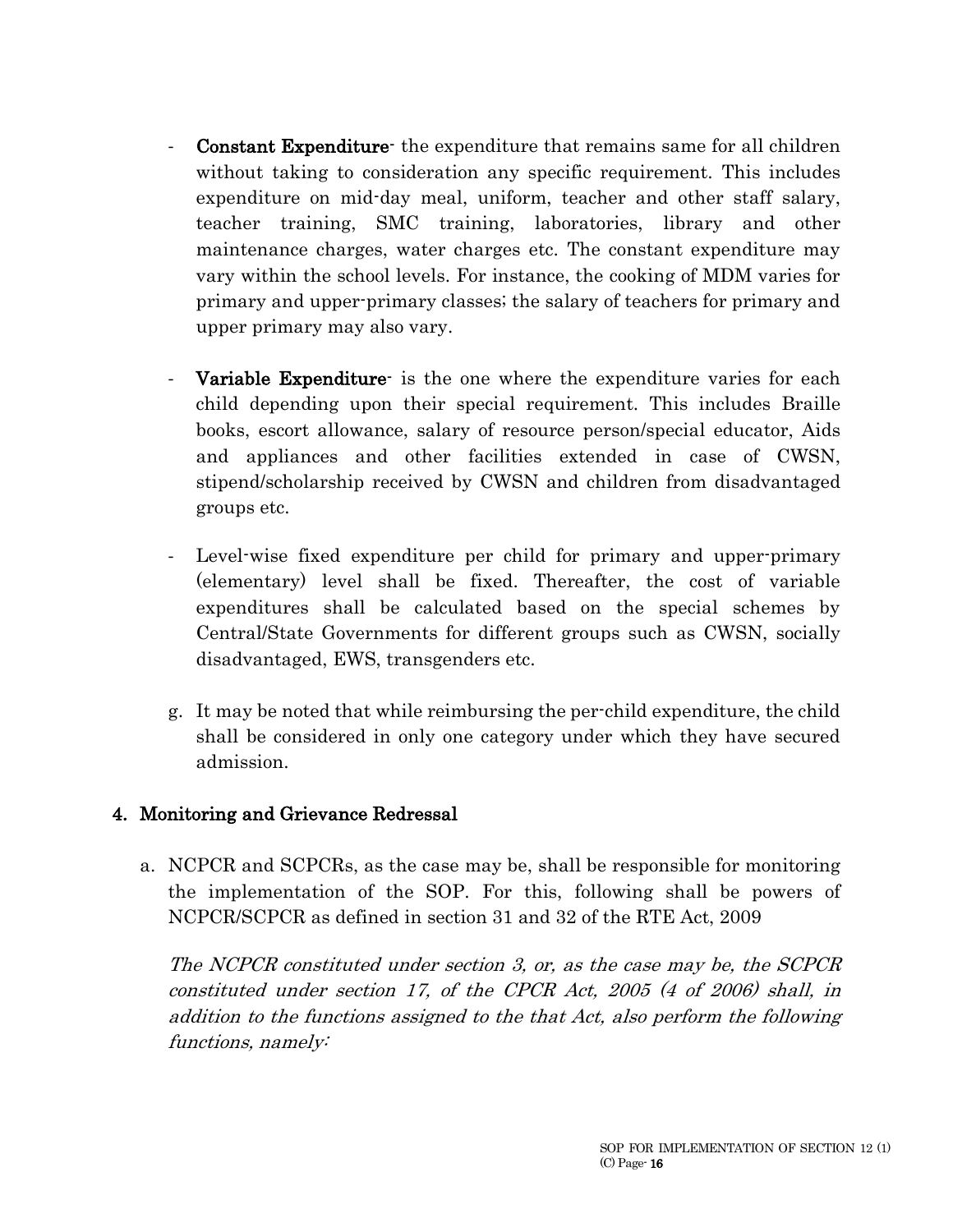- **Constant Expenditure**- the expenditure that remains same for all children without taking to consideration any specific requirement. This includes expenditure on mid-day meal, uniform, teacher and other staff salary, teacher training, SMC training, laboratories, library and other maintenance charges, water charges etc. The constant expenditure may vary within the school levels. For instance, the cooking of MDM varies for primary and upper-primary classes; the salary of teachers for primary and upper primary may also vary.

- **Variable Expenditure**- is the one where the expenditure varies for each child depending upon their special requirement. This includes Braille books, escort allowance, salary of resource person/special educator, Aids and appliances and other facilities extended in case of CWSN, stipend/scholarship received by CWSN and children from disadvantaged groups etc.

- Level-wise fixed expenditure per child for primary and upper-primary (elementary) level shall be fixed. Thereafter, the cost of variable expenditures shall be calculated based on the special schemes by Central/State Governments for different groups such as CWSN, socially disadvantaged, EWS, transgenders etc.

g. It may be noted that while reimbursing the per-child expenditure, the child shall be considered in only one category under which they have secured admission.

## 4. Monitoring and Grievance Redressal

a. NCPCR and SCPCRs, as the case may be, shall be responsible for monitoring the implementation of the SOP. For this, following shall be powers of NCPCR/SCPCR as defined in section 31 and 32 of the RTE Act, 2009

*The NCPCR constituted under section 3, or, as the case may be, the SCPCR constituted under section 17, of the CPCR Act, 2005 (4 of 2006) shall, in addition to the functions assigned to the that Act, also perform the following functions, namely:*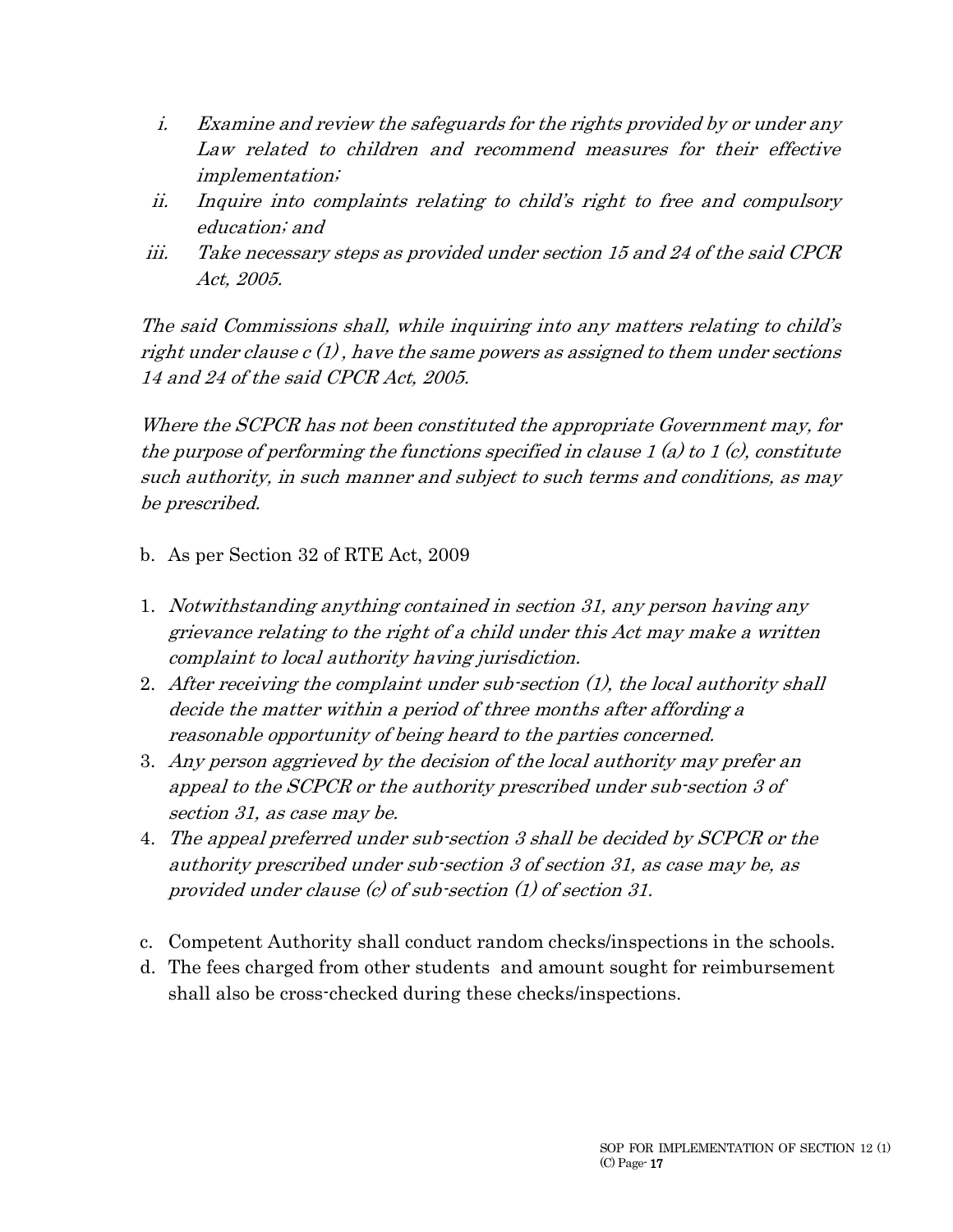1. *Examine and review the safeguards for the rights provided by or under any Law related to children and recommend measures for their effective implementation;*
2. *Inquire into complaints relating to child's right to free and compulsory education; and*
3. *Take necessary steps as provided under section 15 and 24 of the said CPCR Act, 2005.*

*The said Commissions shall, while inquiring into any matters relating to child's right under clause c (1) , have the same powers as assigned to them under sections 14 and 24 of the said CPCR Act, 2005.*

*Where the SCPCR has not been constituted the appropriate Government may, for the purpose of performing the functions specified in clause 1 (a) to 1 (c), constitute such authority, in such manner and subject to such terms and conditions, as may be prescribed.*

b. As per Section 32 of RTE Act, 2009

1. *Notwithstanding anything contained in section 31, any person having any grievance relating to the right of a child under this Act may make a written complaint to local authority having jurisdiction.*
2. *After receiving the complaint under sub-section (1), the local authority shall decide the matter within a period of three months after affording a reasonable opportunity of being heard to the parties concerned.*
3. *Any person aggrieved by the decision of the local authority may prefer an appeal to the SCPCR or the authority prescribed under sub-section 3 of section 31, as case may be.*
4. *The appeal preferred under sub-section 3 shall be decided by SCPCR or the authority prescribed under sub-section 3 of section 31, as case may be, as provided under clause (c) of sub-section (1) of section 31.*

c. Competent Authority shall conduct random checks/inspections in the schools.

d. The fees charged from other students and amount sought for reimbursement shall also be cross-checked during these checks/inspections.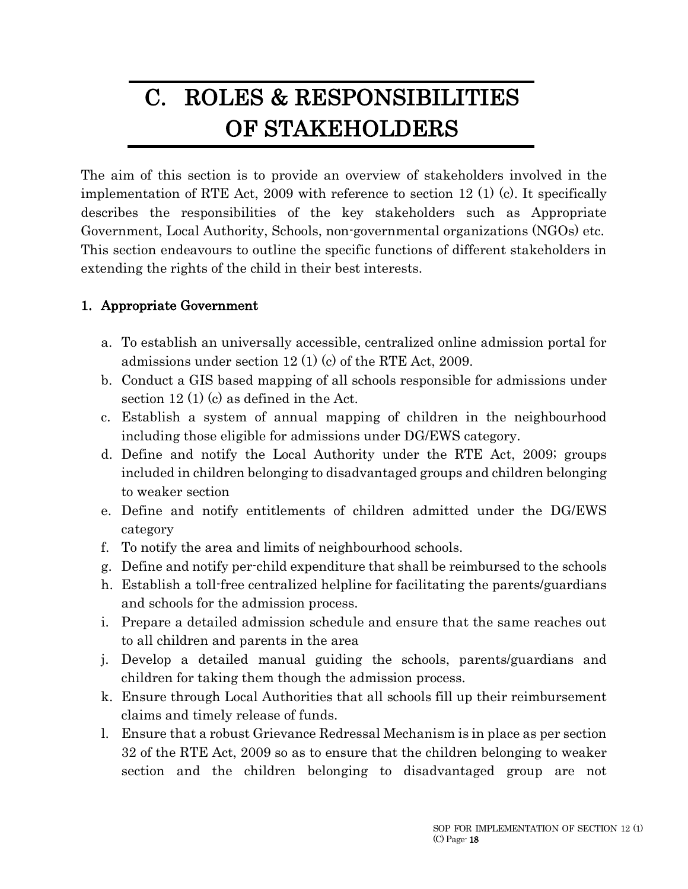# C. ROLES & RESPONSIBILITIES OF STAKEHOLDERS

The aim of this section is to provide an overview of stakeholders involved in the implementation of RTE Act, 2009 with reference to section 12 (1) (c). It specifically describes the responsibilities of the key stakeholders such as Appropriate Government, Local Authority, Schools, non-governmental organizations (NGOs) etc. This section endeavours to outline the specific functions of different stakeholders in extending the rights of the child in their best interests.

### 1. Appropriate Government

a. To establish an universally accessible, centralized online admission portal for admissions under section 12 (1) (c) of the RTE Act, 2009.
b. Conduct a GIS based mapping of all schools responsible for admissions under section 12 (1) (c) as defined in the Act.
c. Establish a system of annual mapping of children in the neighbourhood including those eligible for admissions under DG/EWS category.
d. Define and notify the Local Authority under the RTE Act, 2009; groups included in children belonging to disadvantaged groups and children belonging to weaker section
e. Define and notify entitlements of children admitted under the DG/EWS category
f. To notify the area and limits of neighbourhood schools.
g. Define and notify per-child expenditure that shall be reimbursed to the schools
h. Establish a toll-free centralized helpline for facilitating the parents/guardians and schools for the admission process.
i. Prepare a detailed admission schedule and ensure that the same reaches out to all children and parents in the area
j. Develop a detailed manual guiding the schools, parents/guardians and children for taking them though the admission process.
k. Ensure through Local Authorities that all schools fill up their reimbursement claims and timely release of funds.
l. Ensure that a robust Grievance Redressal Mechanism is in place as per section 32 of the RTE Act, 2009 so as to ensure that the children belonging to weaker section and the children belonging to disadvantaged group are not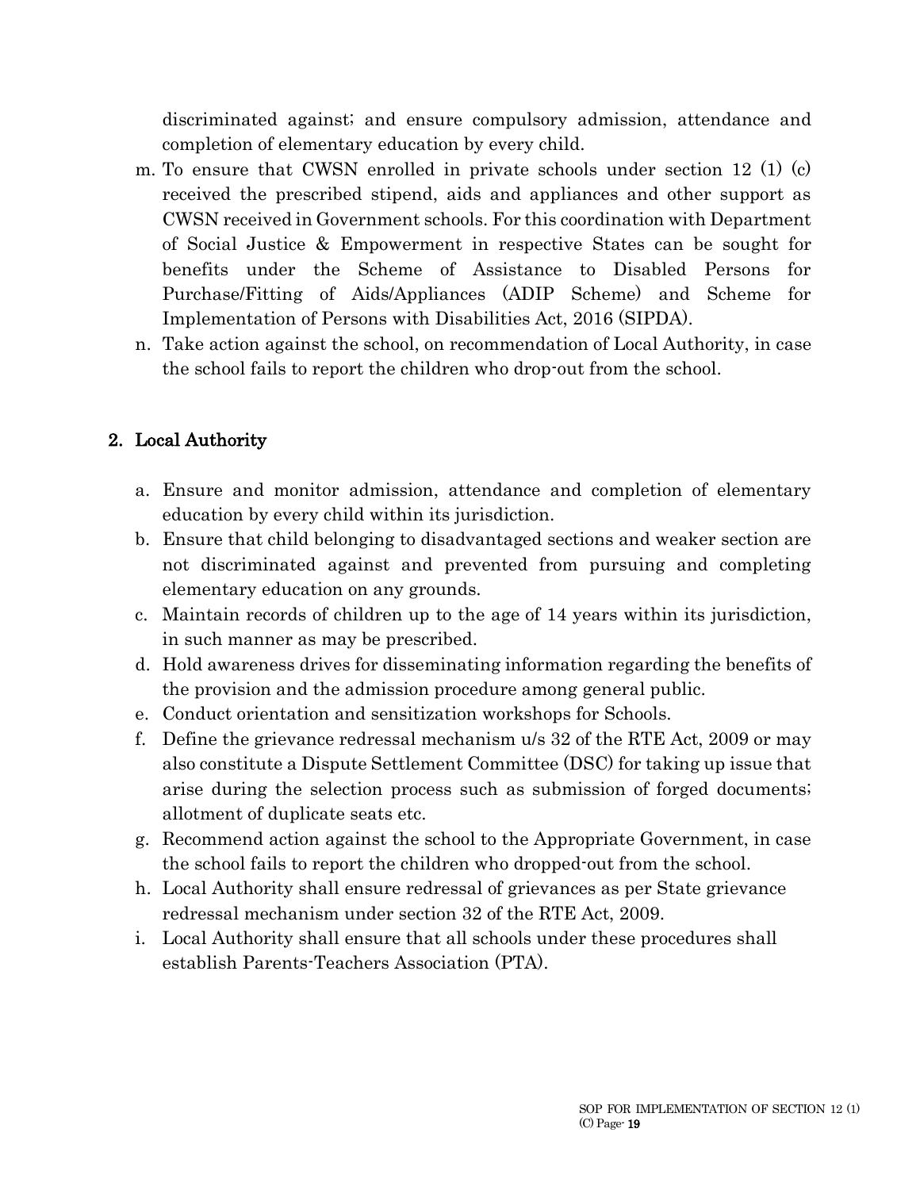discriminated against; and ensure compulsory admission, attendance and completion of elementary education by every child.

m. To ensure that CWSN enrolled in private schools under section 12 (1) (c) received the prescribed stipend, aids and appliances and other support as CWSN received in Government schools. For this coordination with Department of Social Justice & Empowerment in respective States can be sought for benefits under the Scheme of Assistance to Disabled Persons for Purchase/Fitting of Aids/Appliances (ADIP Scheme) and Scheme for Implementation of Persons with Disabilities Act, 2016 (SIPDA).
n. Take action against the school, on recommendation of Local Authority, in case the school fails to report the children who drop-out from the school.

## 2. Local Authority

a. Ensure and monitor admission, attendance and completion of elementary education by every child within its jurisdiction.
b. Ensure that child belonging to disadvantaged sections and weaker section are not discriminated against and prevented from pursuing and completing elementary education on any grounds.
c. Maintain records of children up to the age of 14 years within its jurisdiction, in such manner as may be prescribed.
d. Hold awareness drives for disseminating information regarding the benefits of the provision and the admission procedure among general public.
e. Conduct orientation and sensitization workshops for Schools.
f. Define the grievance redressal mechanism u/s 32 of the RTE Act, 2009 or may also constitute a Dispute Settlement Committee (DSC) for taking up issue that arise during the selection process such as submission of forged documents; allotment of duplicate seats etc.
g. Recommend action against the school to the Appropriate Government, in case the school fails to report the children who dropped-out from the school.
h. Local Authority shall ensure redressal of grievances as per State grievance redressal mechanism under section 32 of the RTE Act, 2009.
i. Local Authority shall ensure that all schools under these procedures shall establish Parents-Teachers Association (PTA).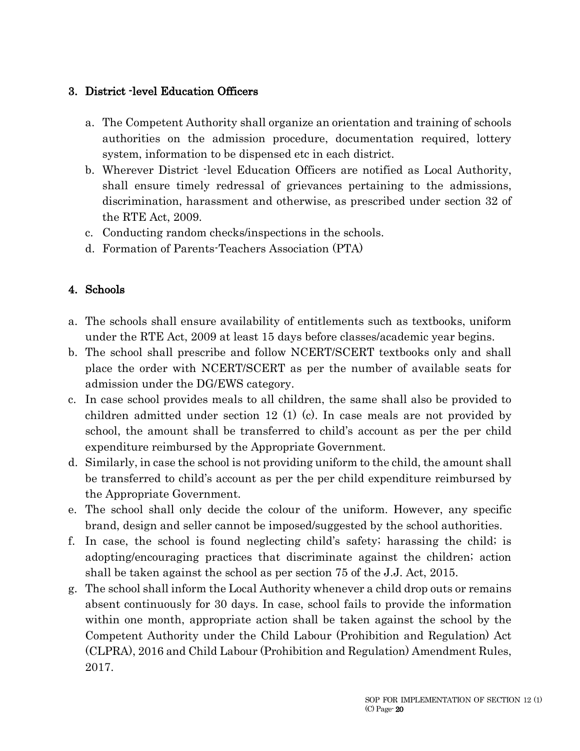### 3. District -level Education Officers

a. The Competent Authority shall organize an orientation and training of schools authorities on the admission procedure, documentation required, lottery system, information to be dispensed etc in each district.
b. Wherever District -level Education Officers are notified as Local Authority, shall ensure timely redressal of grievances pertaining to the admissions, discrimination, harassment and otherwise, as prescribed under section 32 of the RTE Act, 2009.
c. Conducting random checks/inspections in the schools.
d. Formation of Parents-Teachers Association (PTA)

### 4. Schools

a. The schools shall ensure availability of entitlements such as textbooks, uniform under the RTE Act, 2009 at least 15 days before classes/academic year begins.
b. The school shall prescribe and follow NCERT/SCERT textbooks only and shall place the order with NCERT/SCERT as per the number of available seats for admission under the DG/EWS category.
c. In case school provides meals to all children, the same shall also be provided to children admitted under section 12 (1) (c). In case meals are not provided by school, the amount shall be transferred to child's account as per the per child expenditure reimbursed by the Appropriate Government.
d. Similarly, in case the school is not providing uniform to the child, the amount shall be transferred to child's account as per the per child expenditure reimbursed by the Appropriate Government.
e. The school shall only decide the colour of the uniform. However, any specific brand, design and seller cannot be imposed/suggested by the school authorities.
f. In case, the school is found neglecting child's safety; harassing the child; is adopting/encouraging practices that discriminate against the children; action shall be taken against the school as per section 75 of the J.J. Act, 2015.
g. The school shall inform the Local Authority whenever a child drop outs or remains absent continuously for 30 days. In case, school fails to provide the information within one month, appropriate action shall be taken against the school by the Competent Authority under the Child Labour (Prohibition and Regulation) Act (CLPRA), 2016 and Child Labour (Prohibition and Regulation) Amendment Rules, 2017.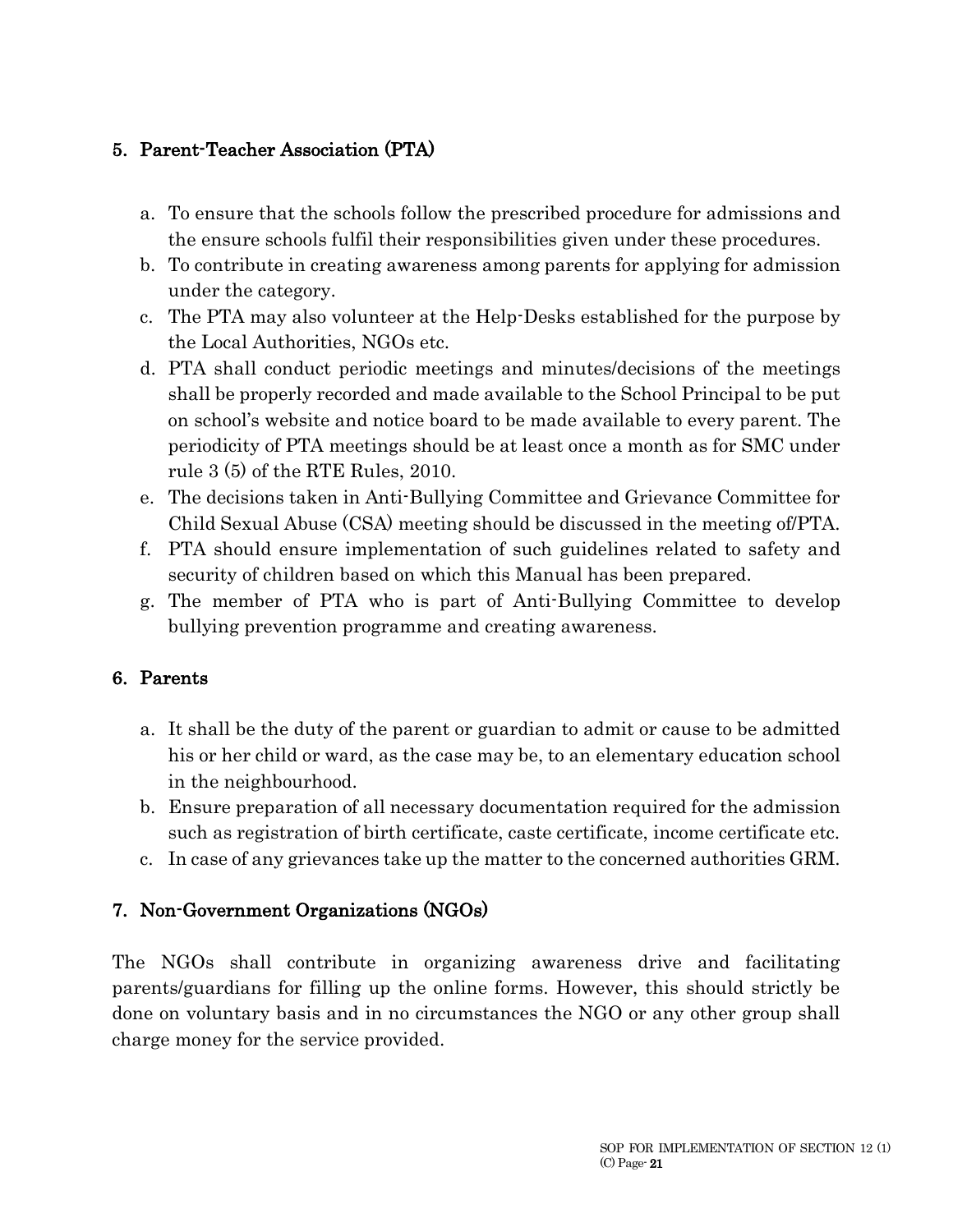## 5. Parent-Teacher Association (PTA)

a. To ensure that the schools follow the prescribed procedure for admissions and the ensure schools fulfil their responsibilities given under these procedures.
b. To contribute in creating awareness among parents for applying for admission under the category.
c. The PTA may also volunteer at the Help-Desks established for the purpose by the Local Authorities, NGOs etc.
d. PTA shall conduct periodic meetings and minutes/decisions of the meetings shall be properly recorded and made available to the School Principal to be put on school's website and notice board to be made available to every parent. The periodicity of PTA meetings should be at least once a month as for SMC under rule 3 (5) of the RTE Rules, 2010.
e. The decisions taken in Anti-Bullying Committee and Grievance Committee for Child Sexual Abuse (CSA) meeting should be discussed in the meeting of/PTA.
f. PTA should ensure implementation of such guidelines related to safety and security of children based on which this Manual has been prepared.
g. The member of PTA who is part of Anti-Bullying Committee to develop bullying prevention programme and creating awareness.

## 6. Parents

a. It shall be the duty of the parent or guardian to admit or cause to be admitted his or her child or ward, as the case may be, to an elementary education school in the neighbourhood.
b. Ensure preparation of all necessary documentation required for the admission such as registration of birth certificate, caste certificate, income certificate etc.
c. In case of any grievances take up the matter to the concerned authorities GRM.

## 7. Non-Government Organizations (NGOs)

The NGOs shall contribute in organizing awareness drive and facilitating parents/guardians for filling up the online forms. However, this should strictly be done on voluntary basis and in no circumstances the NGO or any other group shall charge money for the service provided.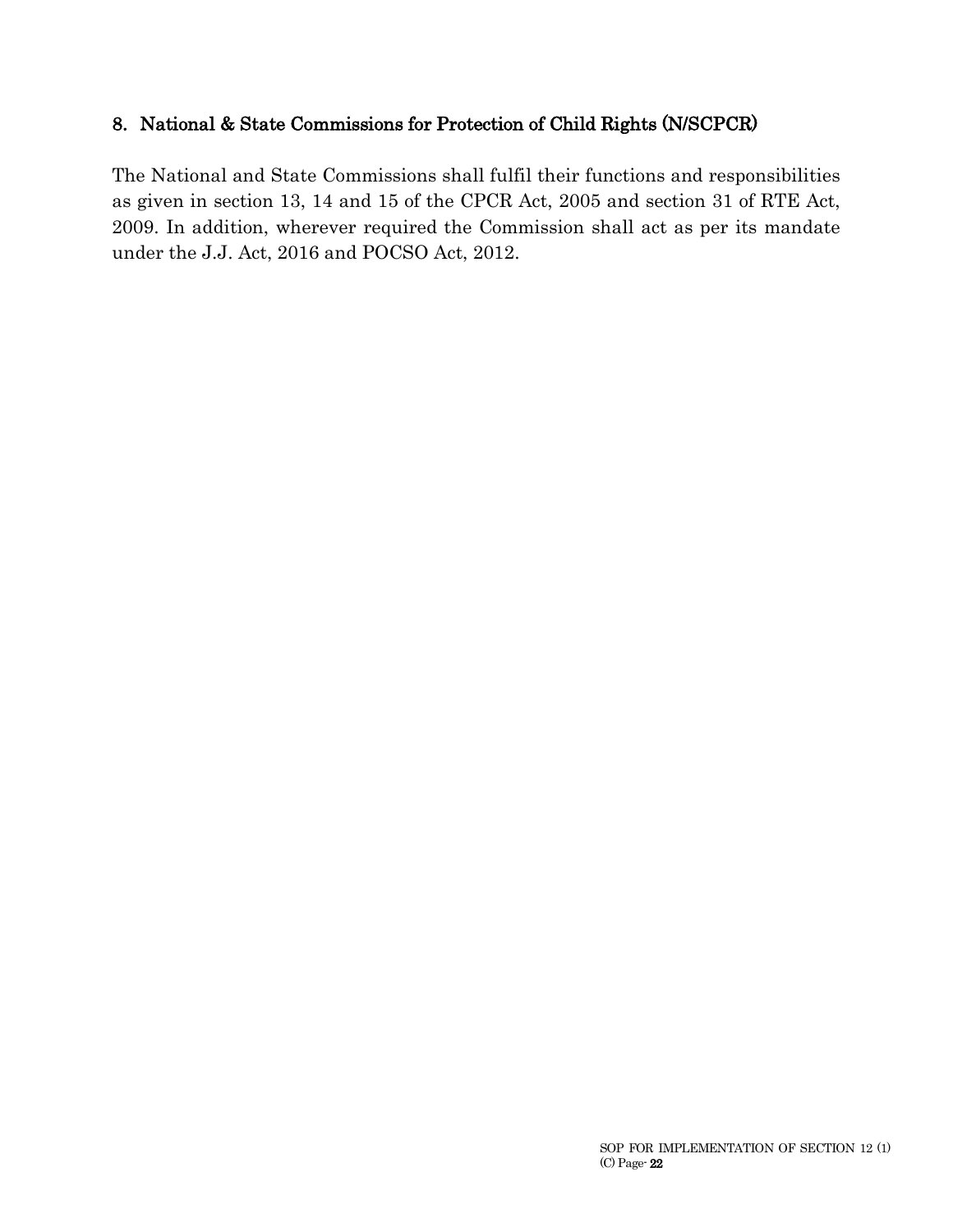## 8. National & State Commissions for Protection of Child Rights (N/SCPCR)

The National and State Commissions shall fulfil their functions and responsibilities as given in section 13, 14 and 15 of the CPCR Act, 2005 and section 31 of RTE Act, 2009. In addition, wherever required the Commission shall act as per its mandate under the J.J. Act, 2016 and POCSO Act, 2012.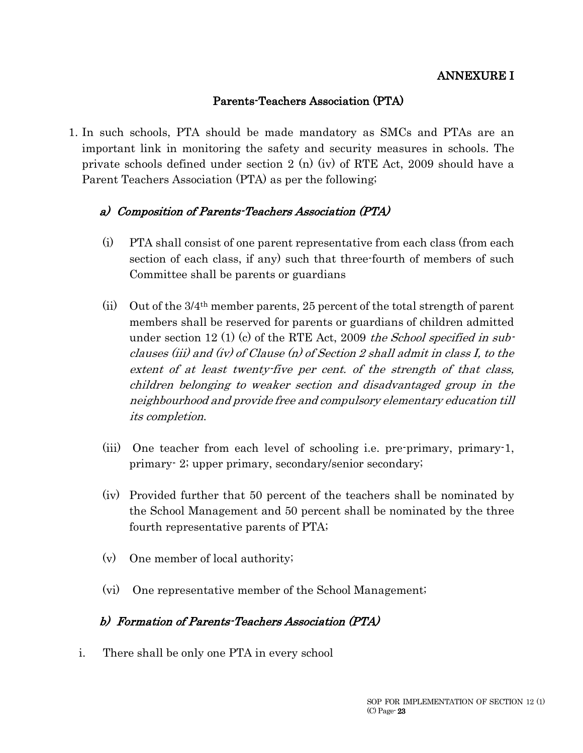# ANNEXURE I

## Parents-Teachers Association (PTA)

1. In such schools, PTA should be made mandatory as SMCs and PTAs are an important link in monitoring the safety and security measures in schools. The private schools defined under section 2 (n) (iv) of RTE Act, 2009 should have a Parent Teachers Association (PTA) as per the following;

### *a) Composition of Parents-Teachers Association (PTA)*

(i) PTA shall consist of one parent representative from each class (from each section of each class, if any) such that three-fourth of members of such Committee shall be parents or guardians

(ii) Out of the 3/4th member parents, 25 percent of the total strength of parent members shall be reserved for parents or guardians of children admitted under section 12 (1) (c) of the RTE Act, 2009 *the School specified in sub-clauses (iii) and (iv) of Clause (n) of Section 2 shall admit in class I, to the extent of at least twenty-five per cent. of the strength of that class, children belonging to weaker section and disadvantaged group in the neighbourhood and provide free and compulsory elementary education till its completion.*

(iii) One teacher from each level of schooling i.e. pre-primary, primary-1, primary- 2; upper primary, secondary/senior secondary;

(iv) Provided further that 50 percent of the teachers shall be nominated by the School Management and 50 percent shall be nominated by the three fourth representative parents of PTA;

(v) One member of local authority;

(vi) One representative member of the School Management;

### *b) Formation of Parents-Teachers Association (PTA)*

i. There shall be only one PTA in every school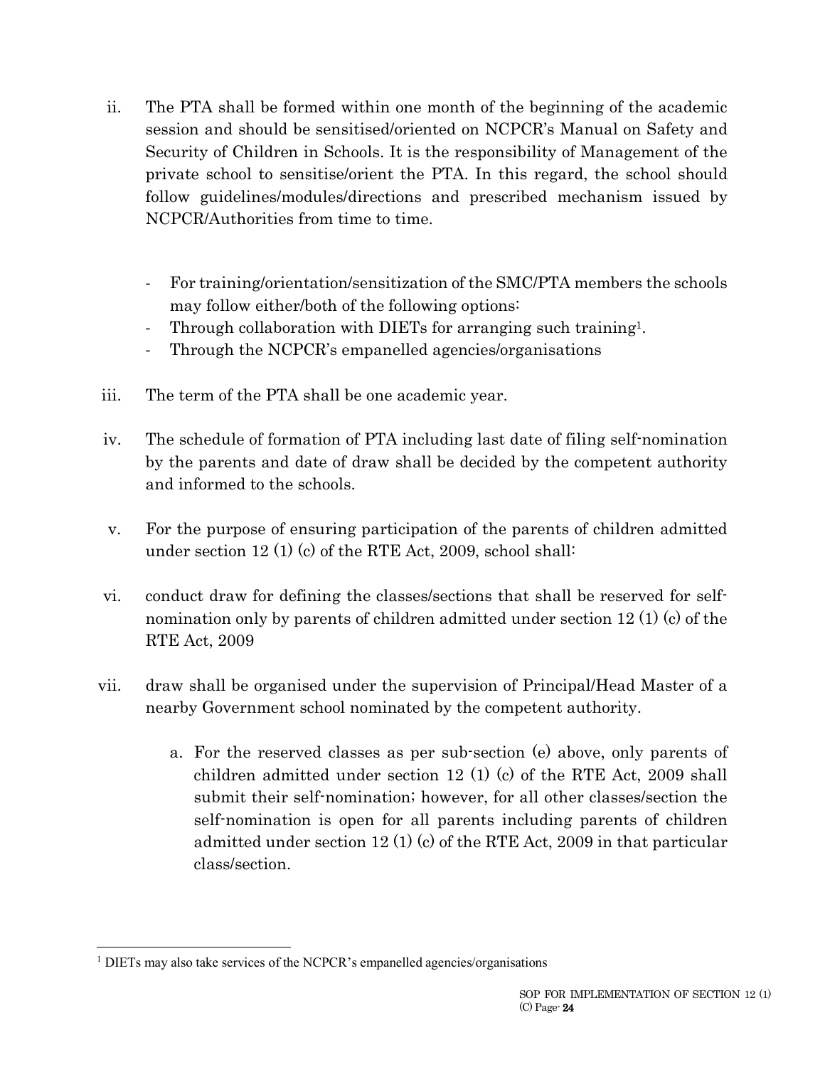ii. The PTA shall be formed within one month of the beginning of the academic session and should be sensitised/oriented on NCPCR's Manual on Safety and Security of Children in Schools. It is the responsibility of Management of the private school to sensitise/orient the PTA. In this regard, the school should follow guidelines/modules/directions and prescribed mechanism issued by NCPCR/Authorities from time to time.

- For training/orientation/sensitization of the SMC/PTA members the schools may follow either/both of the following options:
- Through collaboration with DIETs for arranging such training[1].
- Through the NCPCR's empanelled agencies/organisations

iii. The term of the PTA shall be one academic year.

iv. The schedule of formation of PTA including last date of filing self-nomination by the parents and date of draw shall be decided by the competent authority and informed to the schools.

v. For the purpose of ensuring participation of the parents of children admitted under section 12 (1) (c) of the RTE Act, 2009, school shall:

vi. conduct draw for defining the classes/sections that shall be reserved for self-nomination only by parents of children admitted under section 12 (1) (c) of the RTE Act, 2009

vii. draw shall be organised under the supervision of Principal/Head Master of a nearby Government school nominated by the competent authority.

   a. For the reserved classes as per sub-section (e) above, only parents of children admitted under section 12 (1) (c) of the RTE Act, 2009 shall submit their self-nomination; however, for all other classes/section the self-nomination is open for all parents including parents of children admitted under section 12 (1) (c) of the RTE Act, 2009 in that particular class/section.

---

[1] DIETs may also take services of the NCPCR's empanelled agencies/organisations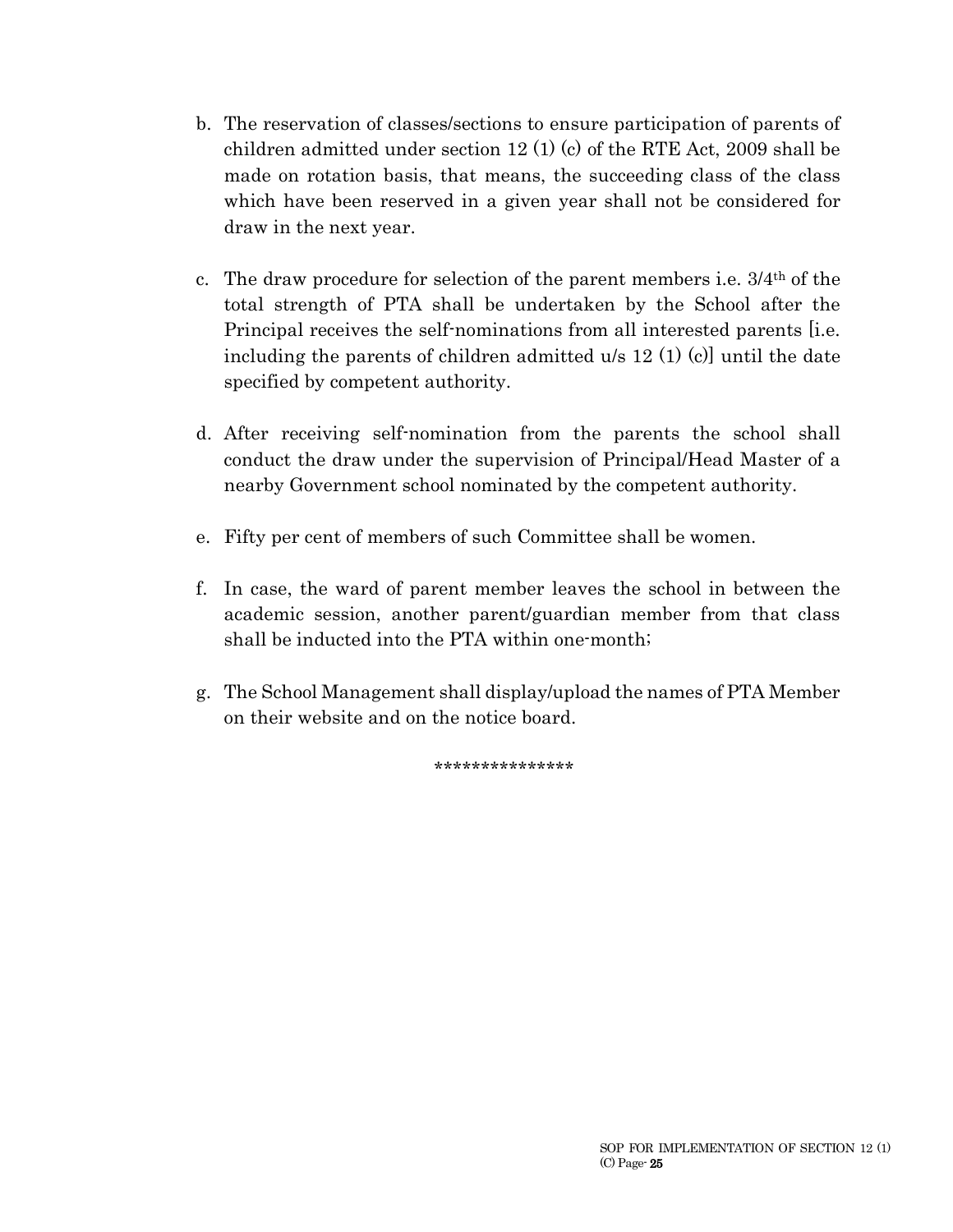b. The reservation of classes/sections to ensure participation of parents of children admitted under section 12 (1) (c) of the RTE Act, 2009 shall be made on rotation basis, that means, the succeeding class of the class which have been reserved in a given year shall not be considered for draw in the next year.

c. The draw procedure for selection of the parent members i.e. $3/4^{th}$ of the total strength of PTA shall be undertaken by the School after the Principal receives the self-nominations from all interested parents [i.e. including the parents of children admitted u/s 12 (1) (c)] until the date specified by competent authority.

d. After receiving self-nomination from the parents the school shall conduct the draw under the supervision of Principal/Head Master of a nearby Government school nominated by the competent authority.

e. Fifty per cent of members of such Committee shall be women.

f. In case, the ward of parent member leaves the school in between the academic session, another parent/guardian member from that class shall be inducted into the PTA within one-month;

g. The School Management shall display/upload the names of PTA Member on their website and on the notice board.

***************